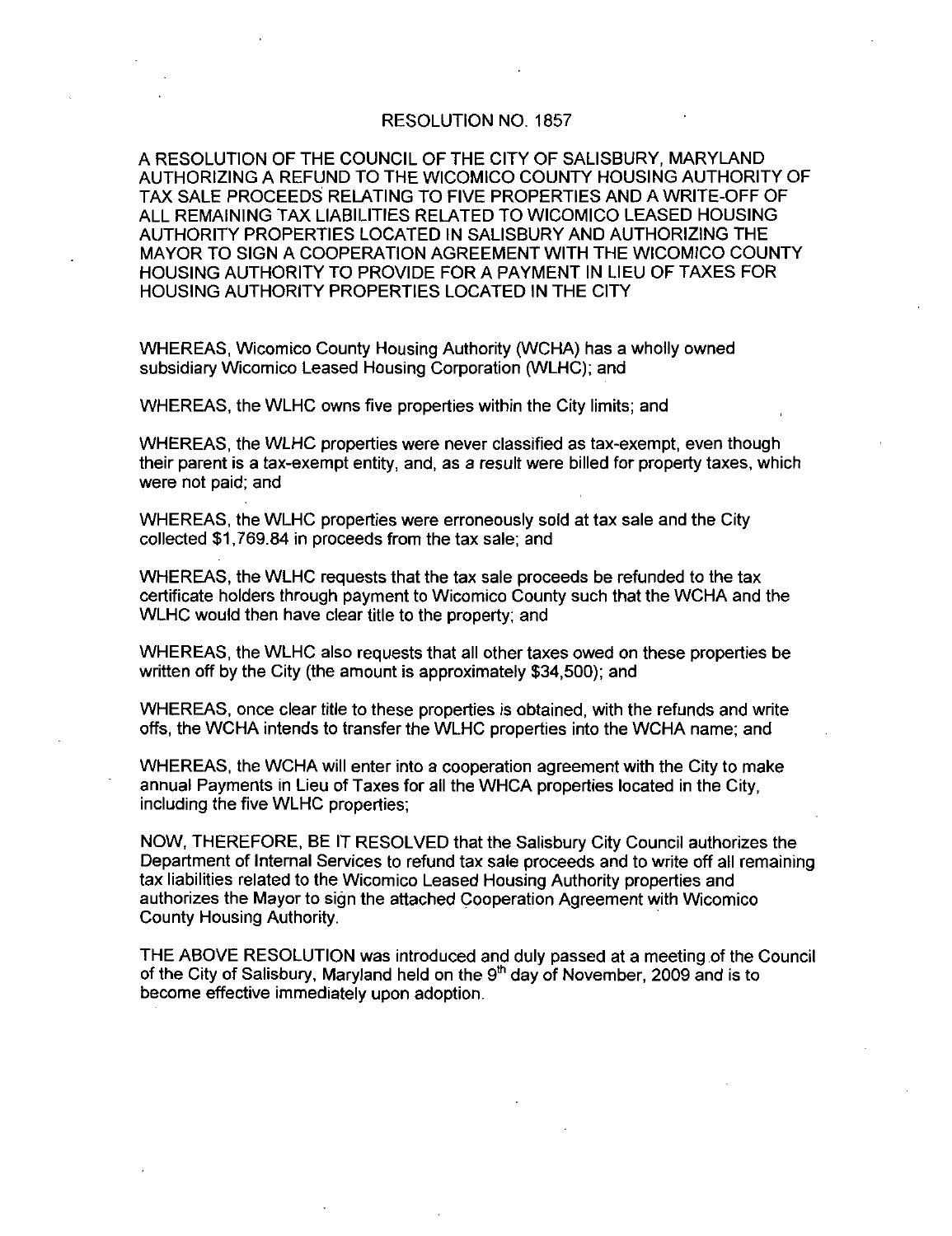# RESOLUTION NO. 1857

A RESOLUTION OF THE COUNCIL OF THE CITY OF SALISBURY, MARYLAND AUTHORIZING A REFUND TO THE WICOMICO COUNTY HOUSING AUTHORITY OF TAX SALE PROCEEDS RELATING TO FIVE PROPERTIES AND A WRITE-OFF OF ALL REMAINING TAX LIABILITIES RELATED TO WICOMICO LEASED HOUSING AUTHORITY PROPERTIES LOCATED IN SALISBURY AND AUTHORIZING THE MAYOR TO SIGN A COOPERATION AGREEMENT WITH THE WICOMICO COUNTY HOUSING AUTHORITY TO PROVIDE FOR A PAYMENT IN LIEU OF TAXES FOR HOUSING AUTHORITY PROPERTIES LOCATED IN THE CITY

WHEREAS, Wicomico County Housing Authority (WCHA) has a wholly owned subsidiary Wicomico Leased Housing Corporation (WLHC); and

WHEREAS, the WLHC owns five properties within the City limits; and

WHEREAS, the WLHC properties were never classified as tax-exempt, even though their parent is a tax-exempt entity, and, as a result were billed for property taxes, which were not paid; and

WHEREAS, the WLHC properties were erroneously sold at tax sale and the City collected $1,769.84 in proceeds from the tax sale; and

WHEREAS, the WLHC requests that the tax sale proceeds be refunded to the tax certificate holders through payment to Wicomico County such that the WCHA and the WLHC would then have clear title to the property; and

WHEREAS, the WLHC also requests that all other taxes owed on these properties be written off by the City (the amount is approximately $34,500); and

WHEREAS, once clear title to these properties is obtained, with the refunds and write offs, the WCHA intends to transfer the WLHC properties into the WCHA name; and

WHEREAS, the WCHA will enter into a cooperation agreement with the City to make annual Payments in Lieu of Taxes for all the WHCA properties located in the City, including the five WLHC properties;

NOW, THEREFORE, BE IT RESOLVED that the Salisbury City Council authorizes the Department of Internal Services to refund tax sale proceeds and to write off all remaining tax liabilities related to the Wicomico Leased Housing Authority properties and authorizes the Mayor to sign the attached Cooperation Agreement with Wicomico County Housing Authority.

THE ABOVE RESOLUTION was introduced and duly passed at a meeting of the Council of the City of Salisbury, Maryland held on the 9th day of November, 2009 and is to become effective immediately upon adoption.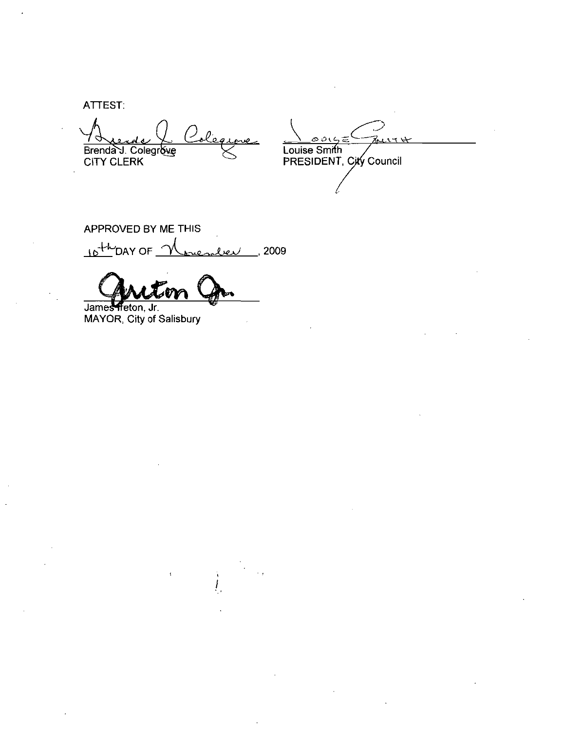ATTEST:

Brenda J. Colegrove
CITY CLERK

Louise Smith
PRESIDENT, City Council

APPROVED BY ME THIS

10th DAY OF November, 2009

James Ireton, Jr.
MAYOR, City of Salisbury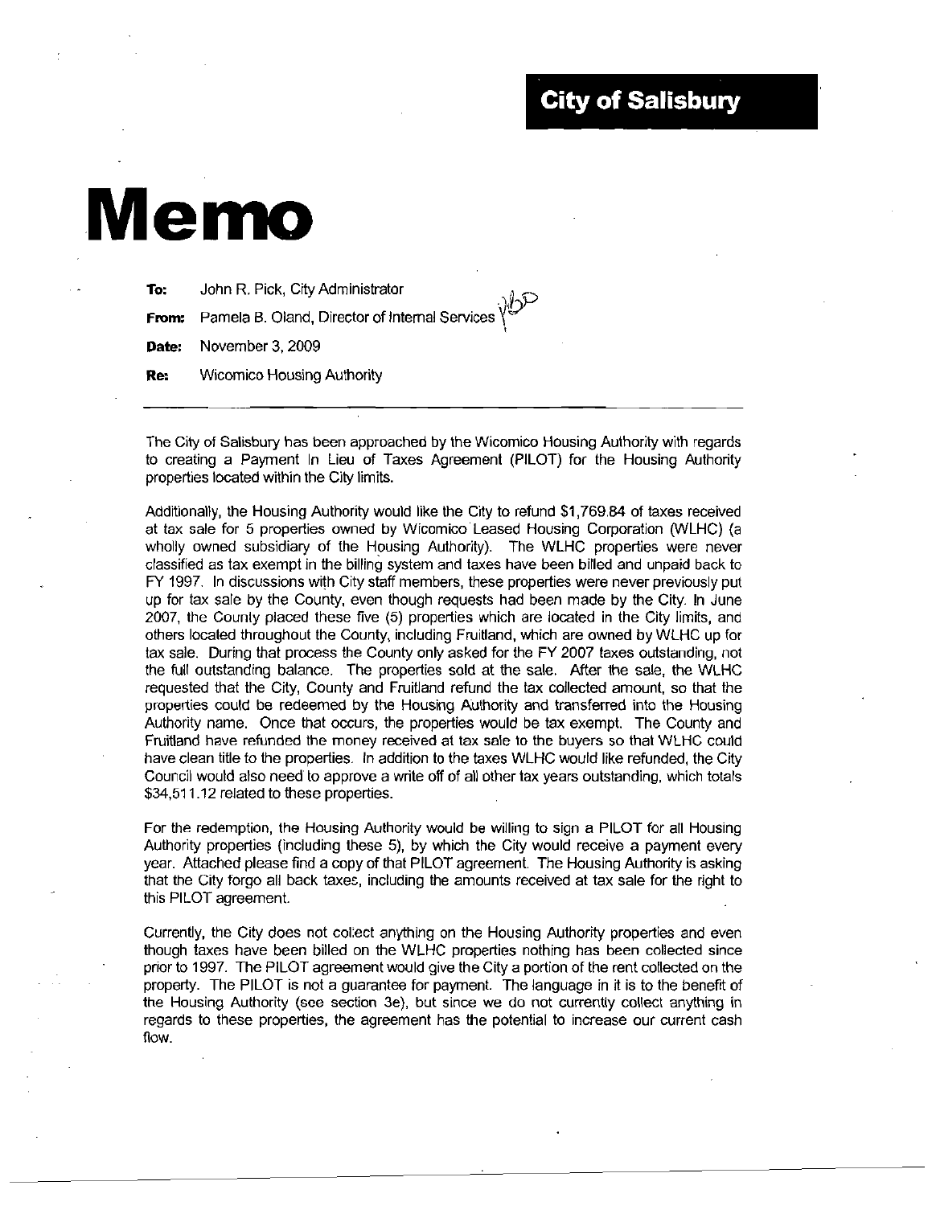**City of Salisbury**

# Memo

**To:** John R. Pick, City Administrator

**From:** Pamela B. Oland, Director of Internal Services

**Date:** November 3, 2009

**Re:** Wicomico Housing Authority

---

The City of Salisbury has been approached by the Wicomico Housing Authority with regards to creating a Payment In Lieu of Taxes Agreement (PILOT) for the Housing Authority properties located within the City limits.

Additionally, the Housing Authority would like the City to refund $1,769.84 of taxes received at tax sale for 5 properties owned by Wicomico Leased Housing Corporation (WLHC) (a wholly owned subsidiary of the Housing Authority). The WLHC properties were never classified as tax exempt in the billing system and taxes have been billed and unpaid back to FY 1997. In discussions with City staff members, these properties were never previously put up for tax sale by the County, even though requests had been made by the City. In June 2007, the County placed these five (5) properties which are located in the City limits, and others located throughout the County, including Fruitland, which are owned by WLHC up for tax sale. During that process the County only asked for the FY 2007 taxes outstanding, not the full outstanding balance. The properties sold at the sale. After the sale, the WLHC requested that the City, County and Fruitland refund the tax collected amount, so that the properties could be redeemed by the Housing Authority and transferred into the Housing Authority name. Once that occurs, the properties would be tax exempt. The County and Fruitland have refunded the money received at tax sale to the buyers so that WLHC could have clean title to the properties. In addition to the taxes WLHC would like refunded, the City Council would also need to approve a write off of all other tax years outstanding, which totals $34,511.12 related to these properties.

For the redemption, the Housing Authority would be willing to sign a PILOT for all Housing Authority properties (including these 5), by which the City would receive a payment every year. Attached please find a copy of that PILOT agreement. The Housing Authority is asking that the City forgo all back taxes, including the amounts received at tax sale for the right to this PILOT agreement.

Currently, the City does not collect anything on the Housing Authority properties and even though taxes have been billed on the WLHC properties nothing has been collected since prior to 1997. The PILOT agreement would give the City a portion of the rent collected on the property. The PILOT is not a guarantee for payment. The language in it is to the benefit of the Housing Authority (see section 3e), but since we do not currently collect anything in regards to these properties, the agreement has the potential to increase our current cash flow.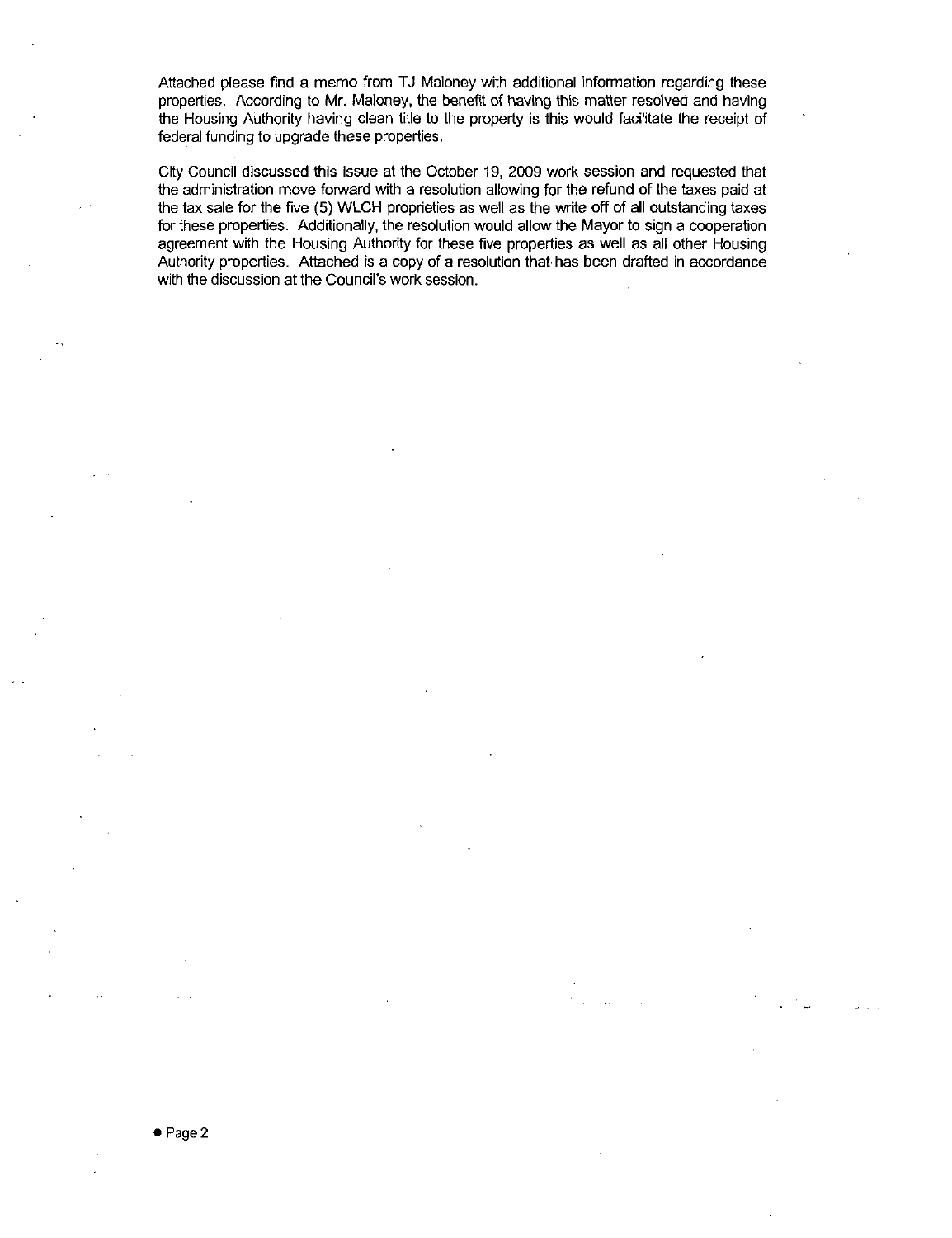Attached please find a memo from TJ Maloney with additional information regarding these properties. According to Mr. Maloney, the benefit of having this matter resolved and having the Housing Authority having clean title to the property is this would facilitate the receipt of federal funding to upgrade these properties.

City Council discussed this issue at the October 19, 2009 work session and requested that the administration move forward with a resolution allowing for the refund of the taxes paid at the tax sale for the five (5) WLCH proprieties as well as the write off of all outstanding taxes for these properties. Additionally, the resolution would allow the Mayor to sign a cooperation agreement with the Housing Authority for these five properties as well as all other Housing Authority properties. Attached is a copy of a resolution that has been drafted in accordance with the discussion at the Council's work session.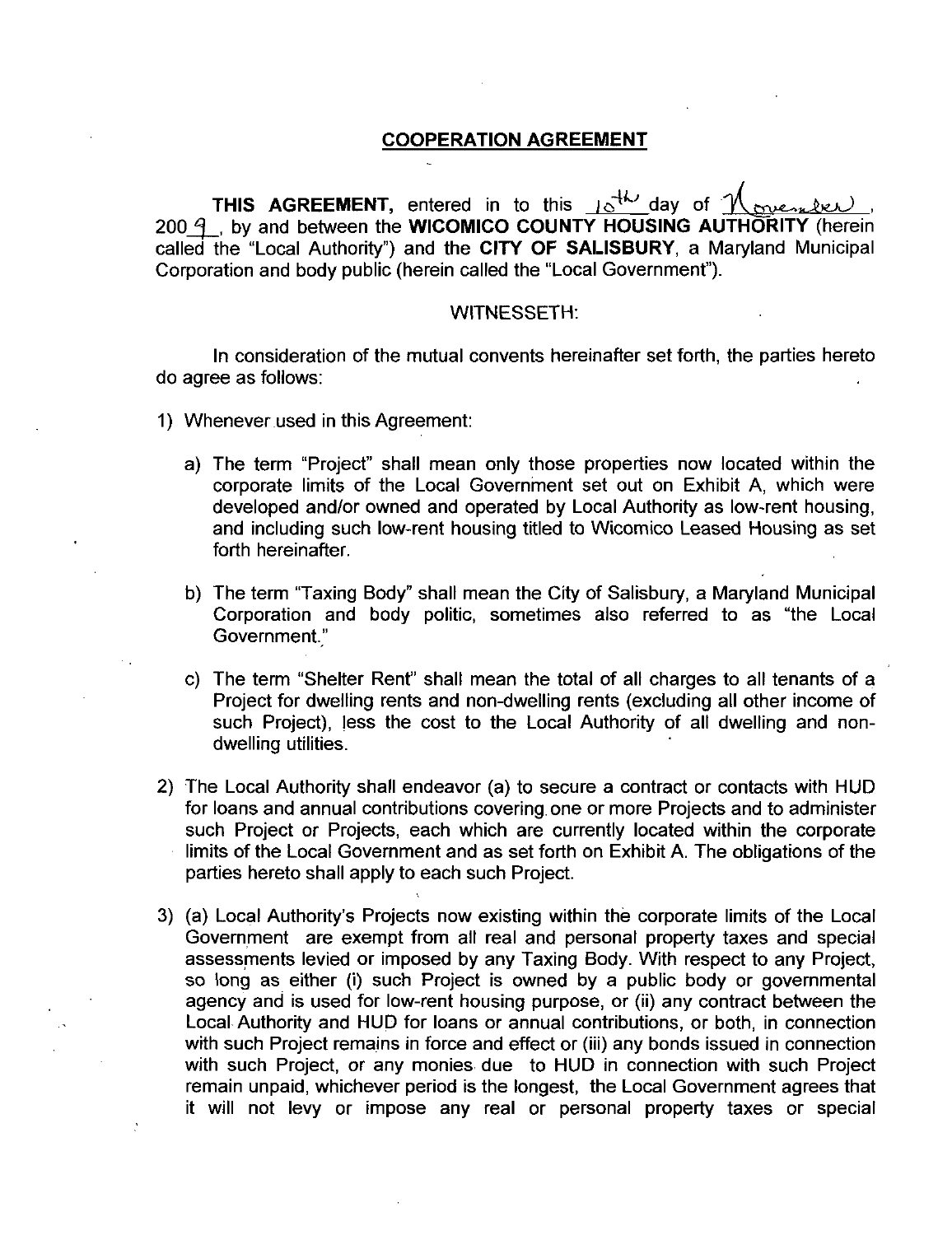## COOPERATION AGREEMENT

**THIS AGREEMENT,** entered in to this 10th day of November, 2009, by and between the **WICOMICO COUNTY HOUSING AUTHORITY** (herein called the "Local Authority") and the **CITY OF SALISBURY**, a Maryland Municipal Corporation and body public (herein called the "Local Government").

WITNESSETH:

In consideration of the mutual convents hereinafter set forth, the parties hereto do agree as follows:

1) Whenever used in this Agreement:

   a) The term "Project" shall mean only those properties now located within the corporate limits of the Local Government set out on Exhibit A, which were developed and/or owned and operated by Local Authority as low-rent housing, and including such low-rent housing titled to Wicomico Leased Housing as set forth hereinafter.

   b) The term "Taxing Body" shall mean the City of Salisbury, a Maryland Municipal Corporation and body politic, sometimes also referred to as "the Local Government."

   c) The term "Shelter Rent" shall mean the total of all charges to all tenants of a Project for dwelling rents and non-dwelling rents (excluding all other income of such Project), less the cost to the Local Authority of all dwelling and non-dwelling utilities.

2) The Local Authority shall endeavor (a) to secure a contract or contacts with HUD for loans and annual contributions covering one or more Projects and to administer such Project or Projects, each which are currently located within the corporate limits of the Local Government and as set forth on Exhibit A. The obligations of the parties hereto shall apply to each such Project.

3) (a) Local Authority's Projects now existing within the corporate limits of the Local Government are exempt from all real and personal property taxes and special assessments levied or imposed by any Taxing Body. With respect to any Project, so long as either (i) such Project is owned by a public body or governmental agency and is used for low-rent housing purpose, or (ii) any contract between the Local Authority and HUD for loans or annual contributions, or both, in connection with such Project remains in force and effect or (iii) any bonds issued in connection with such Project, or any monies due to HUD in connection with such Project remain unpaid, whichever period is the longest, the Local Government agrees that it will not levy or impose any real or personal property taxes or special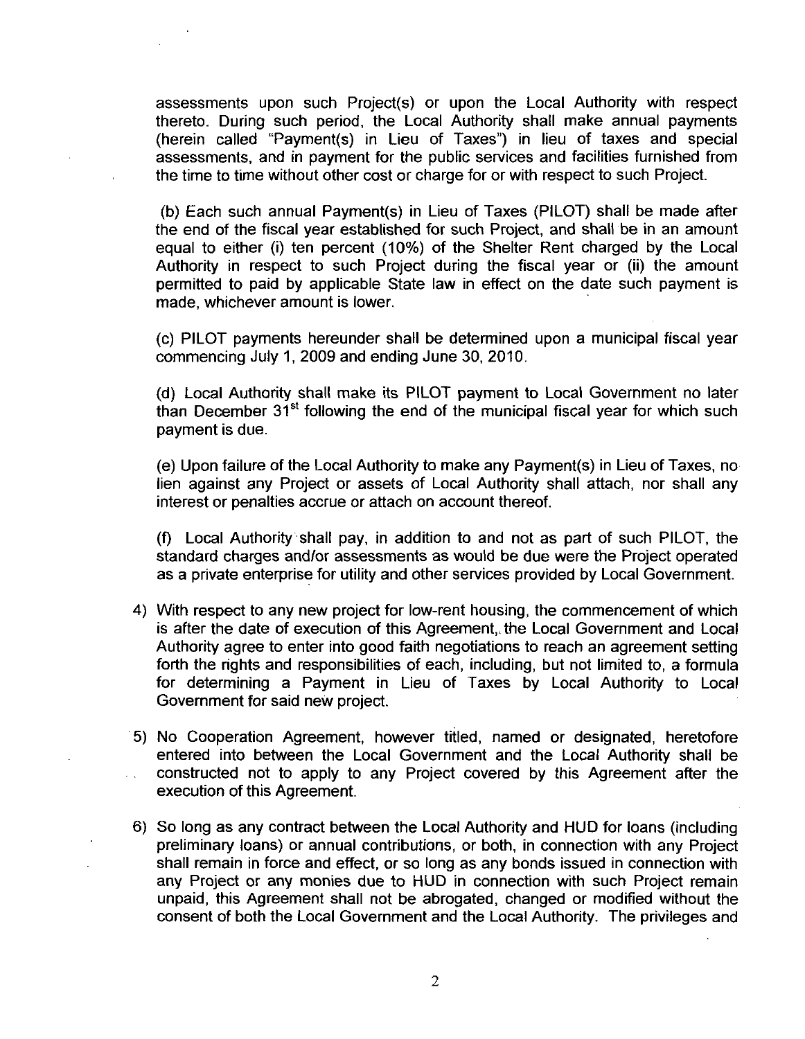assessments upon such Project(s) or upon the Local Authority with respect thereto. During such period, the Local Authority shall make annual payments (herein called "Payment(s) in Lieu of Taxes") in lieu of taxes and special assessments, and in payment for the public services and facilities furnished from the time to time without other cost or charge for or with respect to such Project.

(b) Each such annual Payment(s) in Lieu of Taxes (PILOT) shall be made after the end of the fiscal year established for such Project, and shall be in an amount equal to either (i) ten percent (10%) of the Shelter Rent charged by the Local Authority in respect to such Project during the fiscal year or (ii) the amount permitted to paid by applicable State law in effect on the date such payment is made, whichever amount is lower.

(c) PILOT payments hereunder shall be determined upon a municipal fiscal year commencing July 1, 2009 and ending June 30, 2010.

(d) Local Authority shall make its PILOT payment to Local Government no later than December 31st following the end of the municipal fiscal year for which such payment is due.

(e) Upon failure of the Local Authority to make any Payment(s) in Lieu of Taxes, no lien against any Project or assets of Local Authority shall attach, nor shall any interest or penalties accrue or attach on account thereof.

(f) Local Authority shall pay, in addition to and not as part of such PILOT, the standard charges and/or assessments as would be due were the Project operated as a private enterprise for utility and other services provided by Local Government.

4) With respect to any new project for low-rent housing, the commencement of which is after the date of execution of this Agreement, the Local Government and Local Authority agree to enter into good faith negotiations to reach an agreement setting forth the rights and responsibilities of each, including, but not limited to, a formula for determining a Payment in Lieu of Taxes by Local Authority to Local Government for said new project.

5) No Cooperation Agreement, however titled, named or designated, heretofore entered into between the Local Government and the Local Authority shall be constructed not to apply to any Project covered by this Agreement after the execution of this Agreement.

6) So long as any contract between the Local Authority and HUD for loans (including preliminary loans) or annual contributions, or both, in connection with any Project shall remain in force and effect, or so long as any bonds issued in connection with any Project or any monies due to HUD in connection with such Project remain unpaid, this Agreement shall not be abrogated, changed or modified without the consent of both the Local Government and the Local Authority. The privileges and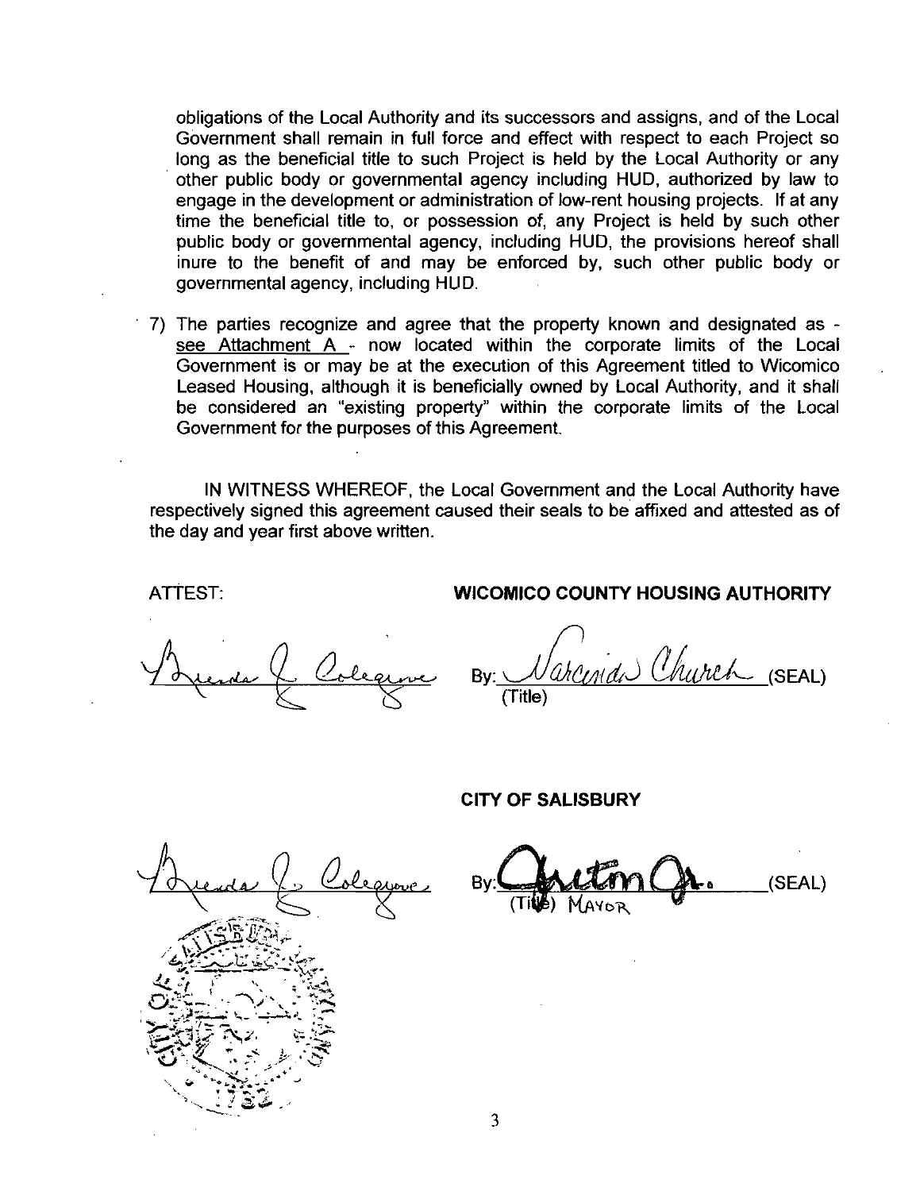obligations of the Local Authority and its successors and assigns, and of the Local Government shall remain in full force and effect with respect to each Project so long as the beneficial title to such Project is held by the Local Authority or any other public body or governmental agency including HUD, authorized by law to engage in the development or administration of low-rent housing projects. If at any time the beneficial title to, or possession of, any Project is held by such other public body or governmental agency, including HUD, the provisions hereof shall inure to the benefit of and may be enforced by, such other public body or governmental agency, including HUD.

7) The parties recognize and agree that the property known and designated as - see Attachment A - now located within the corporate limits of the Local Government is or may be at the execution of this Agreement titled to Wicomico Leased Housing, although it is beneficially owned by Local Authority, and it shall be considered an "existing property" within the corporate limits of the Local Government for the purposes of this Agreement.

IN WITNESS WHEREOF, the Local Government and the Local Authority have respectively signed this agreement caused their seals to be affixed and attested as of the day and year first above written.

ATTEST: **WICOMICO COUNTY HOUSING AUTHORITY**

Brenda L. Colegrove By: Narcenia Church (SEAL)
(Title)

**CITY OF SALISBURY**

Brenda L. Colegrove By: Barrie Tilghman Jr. (SEAL)
(Title) MAYOR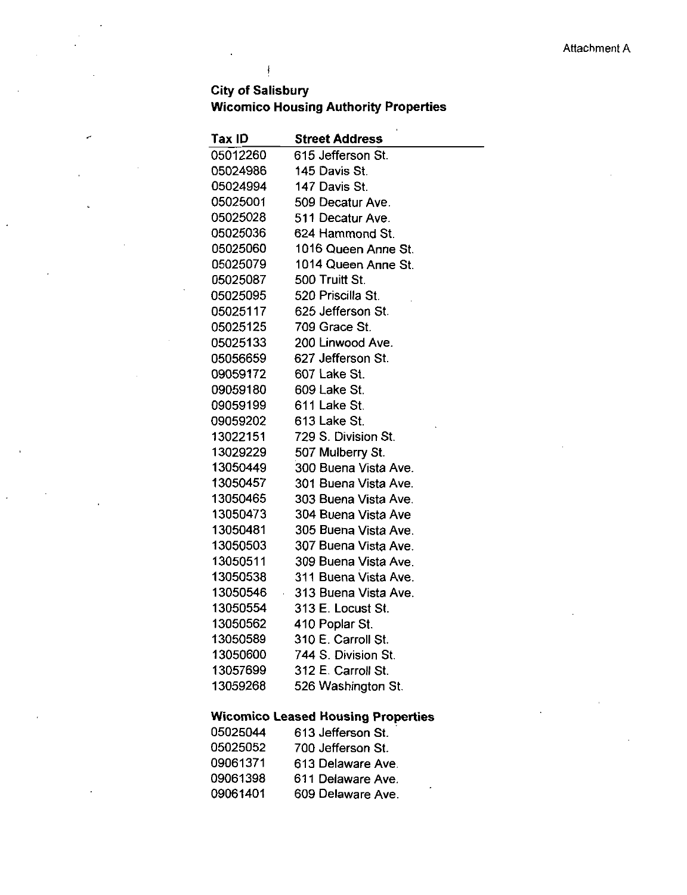Attachment A

**City of Salisbury**
**Wicomico Housing Authority Properties**

| Tax ID | Street Address |
|---|---|
| 05012260 | 615 Jefferson St. |
| 05024986 | 145 Davis St. |
| 05024994 | 147 Davis St. |
| 05025001 | 509 Decatur Ave. |
| 05025028 | 511 Decatur Ave. |
| 05025036 | 624 Hammond St. |
| 05025060 | 1016 Queen Anne St. |
| 05025079 | 1014 Queen Anne St. |
| 05025087 | 500 Truitt St. |
| 05025095 | 520 Priscilla St. |
| 05025117 | 625 Jefferson St. |
| 05025125 | 709 Grace St. |
| 05025133 | 200 Linwood Ave. |
| 05056659 | 627 Jefferson St. |
| 09059172 | 607 Lake St. |
| 09059180 | 609 Lake St. |
| 09059199 | 611 Lake St. |
| 09059202 | 613 Lake St. |
| 13022151 | 729 S. Division St. |
| 13029229 | 507 Mulberry St. |
| 13050449 | 300 Buena Vista Ave. |
| 13050457 | 301 Buena Vista Ave. |
| 13050465 | 303 Buena Vista Ave. |
| 13050473 | 304 Buena Vista Ave |
| 13050481 | 305 Buena Vista Ave. |
| 13050503 | 307 Buena Vista Ave. |
| 13050511 | 309 Buena Vista Ave. |
| 13050538 | 311 Buena Vista Ave. |
| 13050546 | 313 Buena Vista Ave. |
| 13050554 | 313 E. Locust St. |
| 13050562 | 410 Poplar St. |
| 13050589 | 310 E. Carroll St. |
| 13050600 | 744 S. Division St. |
| 13057699 | 312 E. Carroll St. |
| 13059268 | 526 Washington St. |

**Wicomico Leased Housing Properties**

| Tax ID | Street Address |
|---|---|
| 05025044 | 613 Jefferson St. |
| 05025052 | 700 Jefferson St. |
| 09061371 | 613 Delaware Ave. |
| 09061398 | 611 Delaware Ave. |
| 09061401 | 609 Delaware Ave. |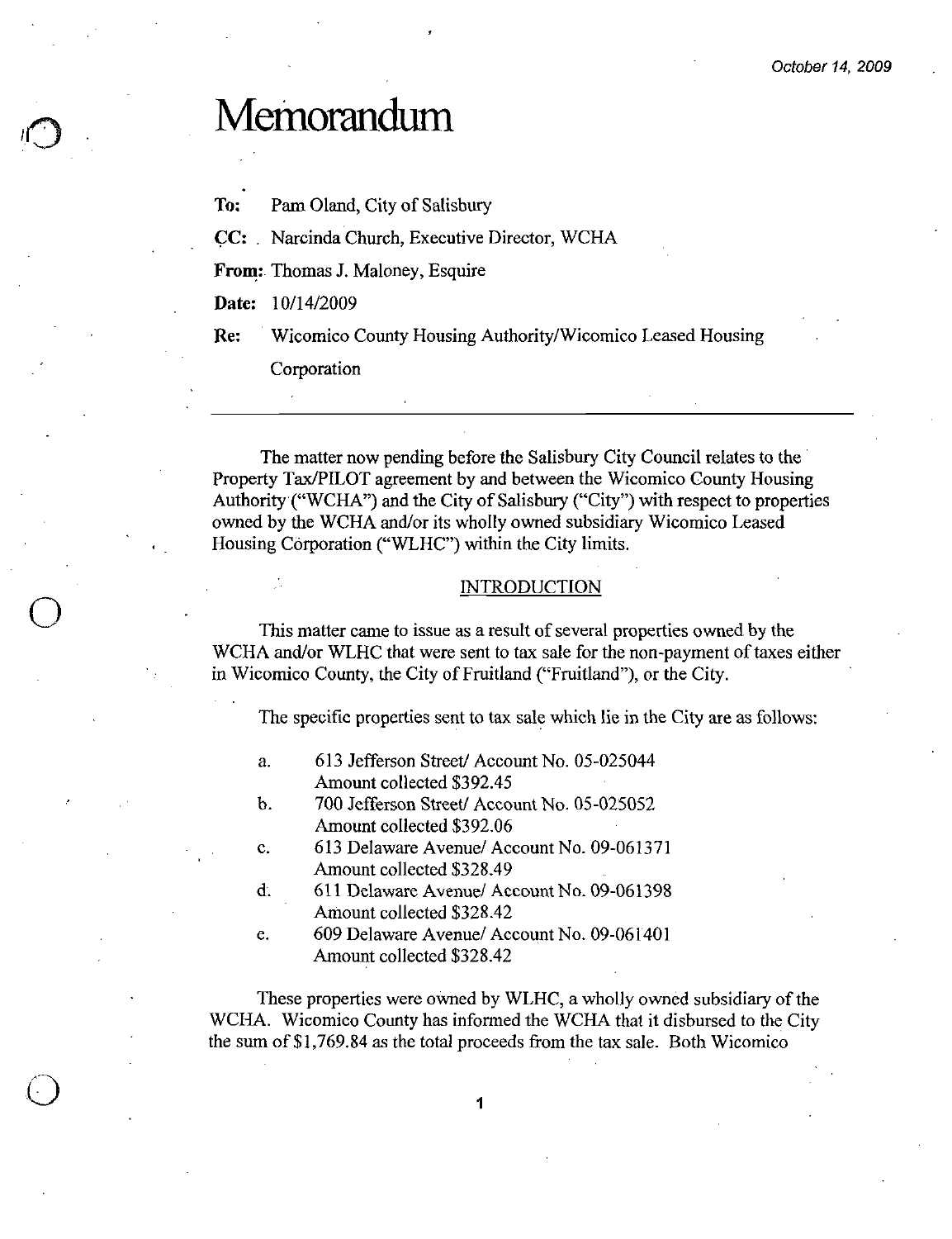October 14, 2009

# Memorandum

**To:** Pam Oland, City of Salisbury

**CC:** Narcinda Church, Executive Director, WCHA

**From:** Thomas J. Maloney, Esquire

**Date:** 10/14/2009

**Re:** Wicomico County Housing Authority/Wicomico Leased Housing Corporation

---

The matter now pending before the Salisbury City Council relates to the Property Tax/PILOT agreement by and between the Wicomico County Housing Authority ("WCHA") and the City of Salisbury ("City") with respect to properties owned by the WCHA and/or its wholly owned subsidiary Wicomico Leased Housing Corporation ("WLHC") within the City limits.

## INTRODUCTION

This matter came to issue as a result of several properties owned by the WCHA and/or WLHC that were sent to tax sale for the non-payment of taxes either in Wicomico County, the City of Fruitland ("Fruitland"), or the City.

The specific properties sent to tax sale which lie in the City are as follows:

a. 613 Jefferson Street/ Account No. 05-025044
   Amount collected $392.45

b. 700 Jefferson Street/ Account No. 05-025052
   Amount collected $392.06

c. 613 Delaware Avenue/ Account No. 09-061371
   Amount collected $328.49

d. 611 Delaware Avenue/ Account No. 09-061398
   Amount collected $328.42

e. 609 Delaware Avenue/ Account No. 09-061401
   Amount collected $328.42

These properties were owned by WLHC, a wholly owned subsidiary of the WCHA. Wicomico County has informed the WCHA that it disbursed to the City the sum of $1,769.84 as the total proceeds from the tax sale. Both Wicomico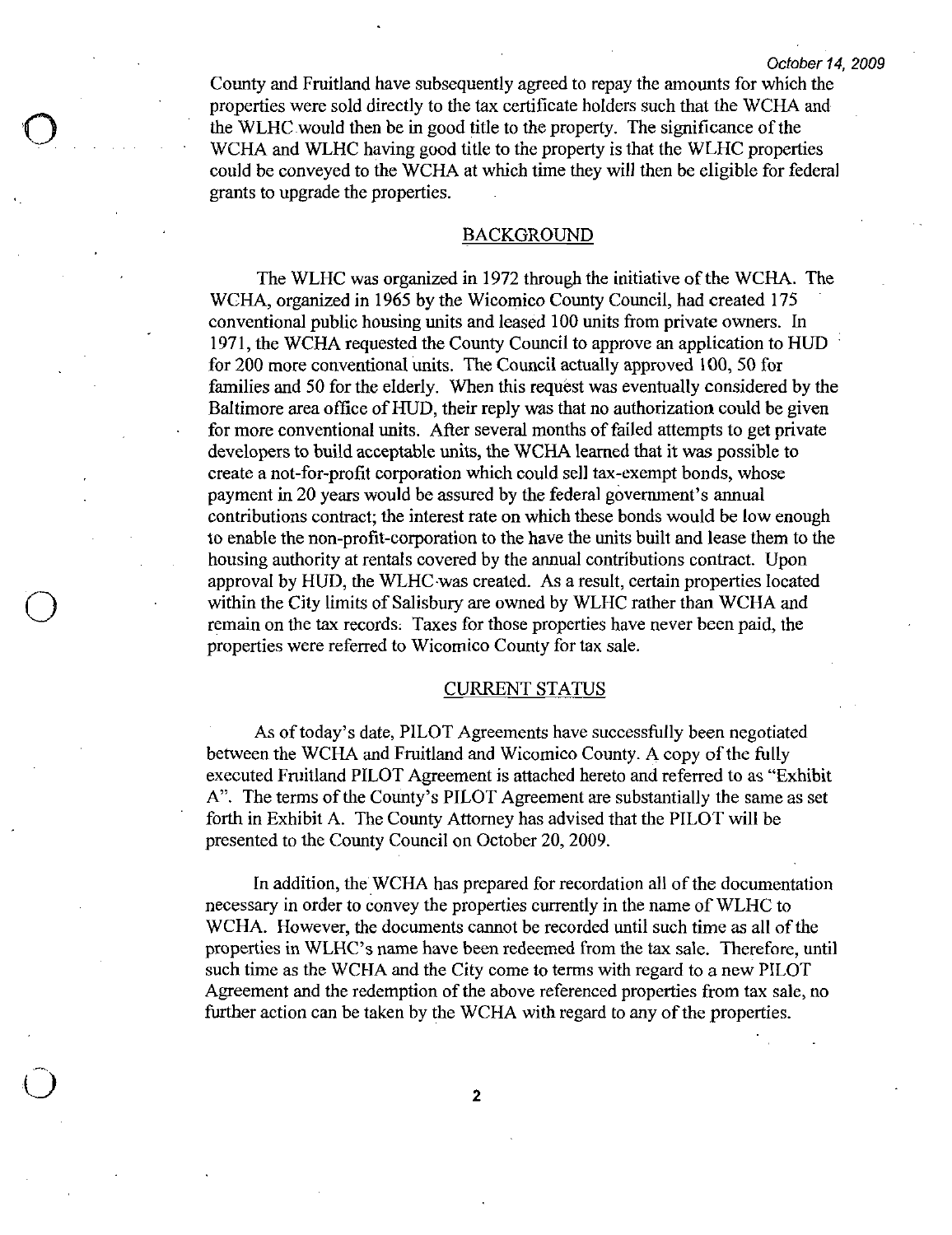County and Fruitland have subsequently agreed to repay the amounts for which the properties were sold directly to the tax certificate holders such that the WCHA and the WLHC would then be in good title to the property. The significance of the WCHA and WLHC having good title to the property is that the WLHC properties could be conveyed to the WCHA at which time they will then be eligible for federal grants to upgrade the properties.

## BACKGROUND

The WLHC was organized in 1972 through the initiative of the WCHA. The WCHA, organized in 1965 by the Wicomico County Council, had created 175 conventional public housing units and leased 100 units from private owners. In 1971, the WCHA requested the County Council to approve an application to HUD for 200 more conventional units. The Council actually approved 100, 50 for families and 50 for the elderly. When this request was eventually considered by the Baltimore area office of HUD, their reply was that no authorization could be given for more conventional units. After several months of failed attempts to get private developers to build acceptable units, the WCHA learned that it was possible to create a not-for-profit corporation which could sell tax-exempt bonds, whose payment in 20 years would be assured by the federal government's annual contributions contract; the interest rate on which these bonds would be low enough to enable the non-profit-corporation to the have the units built and lease them to the housing authority at rentals covered by the annual contributions contract. Upon approval by HUD, the WLHC was created. As a result, certain properties located within the City limits of Salisbury are owned by WLHC rather than WCHA and remain on the tax records. Taxes for those properties have never been paid, the properties were referred to Wicomico County for tax sale.

## CURRENT STATUS

As of today's date, PILOT Agreements have successfully been negotiated between the WCHA and Fruitland and Wicomico County. A copy of the fully executed Fruitland PILOT Agreement is attached hereto and referred to as "Exhibit A". The terms of the County's PILOT Agreement are substantially the same as set forth in Exhibit A. The County Attorney has advised that the PILOT will be presented to the County Council on October 20, 2009.

In addition, the WCHA has prepared for recordation all of the documentation necessary in order to convey the properties currently in the name of WLHC to WCHA. However, the documents cannot be recorded until such time as all of the properties in WLHC's name have been redeemed from the tax sale. Therefore, until such time as the WCHA and the City come to terms with regard to a new PILOT Agreement and the redemption of the above referenced properties from tax sale, no further action can be taken by the WCHA with regard to any of the properties.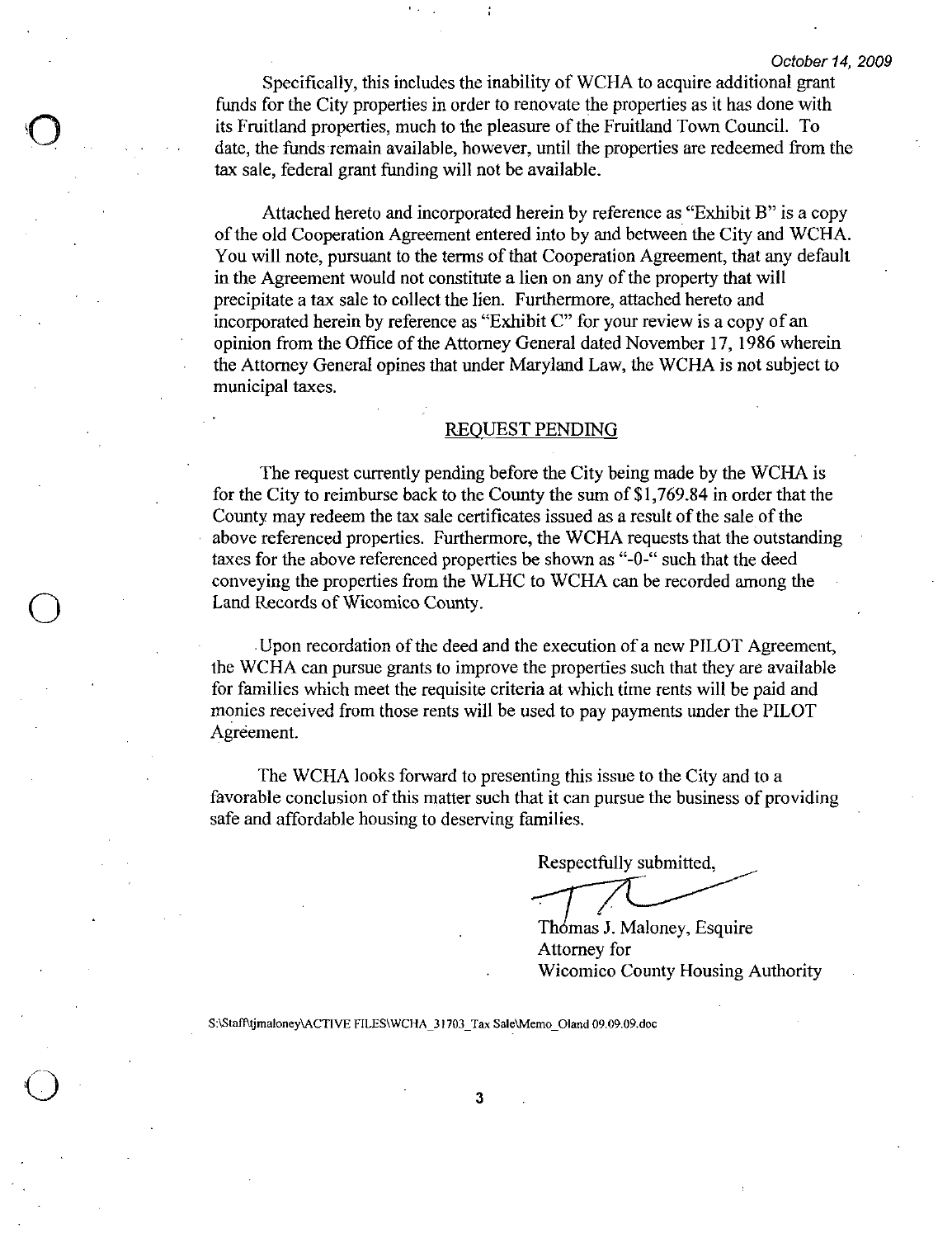October 14, 2009

Specifically, this includes the inability of WCHA to acquire additional grant funds for the City properties in order to renovate the properties as it has done with its Fruitland properties, much to the pleasure of the Fruitland Town Council. To date, the funds remain available, however, until the properties are redeemed from the tax sale, federal grant funding will not be available.

Attached hereto and incorporated herein by reference as "Exhibit B" is a copy of the old Cooperation Agreement entered into by and between the City and WCHA. You will note, pursuant to the terms of that Cooperation Agreement, that any default in the Agreement would not constitute a lien on any of the property that will precipitate a tax sale to collect the lien. Furthermore, attached hereto and incorporated herein by reference as "Exhibit C" for your review is a copy of an opinion from the Office of the Attorney General dated November 17, 1986 wherein the Attorney General opines that under Maryland Law, the WCHA is not subject to municipal taxes.

## REQUEST PENDING

The request currently pending before the City being made by the WCHA is for the City to reimburse back to the County the sum of $1,769.84 in order that the County may redeem the tax sale certificates issued as a result of the sale of the above referenced properties. Furthermore, the WCHA requests that the outstanding taxes for the above referenced properties be shown as "-0-" such that the deed conveying the properties from the WLHC to WCHA can be recorded among the Land Records of Wicomico County.

Upon recordation of the deed and the execution of a new PILOT Agreement, the WCHA can pursue grants to improve the properties such that they are available for families which meet the requisite criteria at which time rents will be paid and monies received from those rents will be used to pay payments under the PILOT Agreement.

The WCHA looks forward to presenting this issue to the City and to a favorable conclusion of this matter such that it can pursue the business of providing safe and affordable housing to deserving families.

Respectfully submitted,

Thomas J. Maloney, Esquire
Attorney for
Wicomico County Housing Authority

S:\Staff\tjmaloney\ACTIVE FILES\WCHA_31703_Tax Sale\Memo_Oland 09.09.09.doc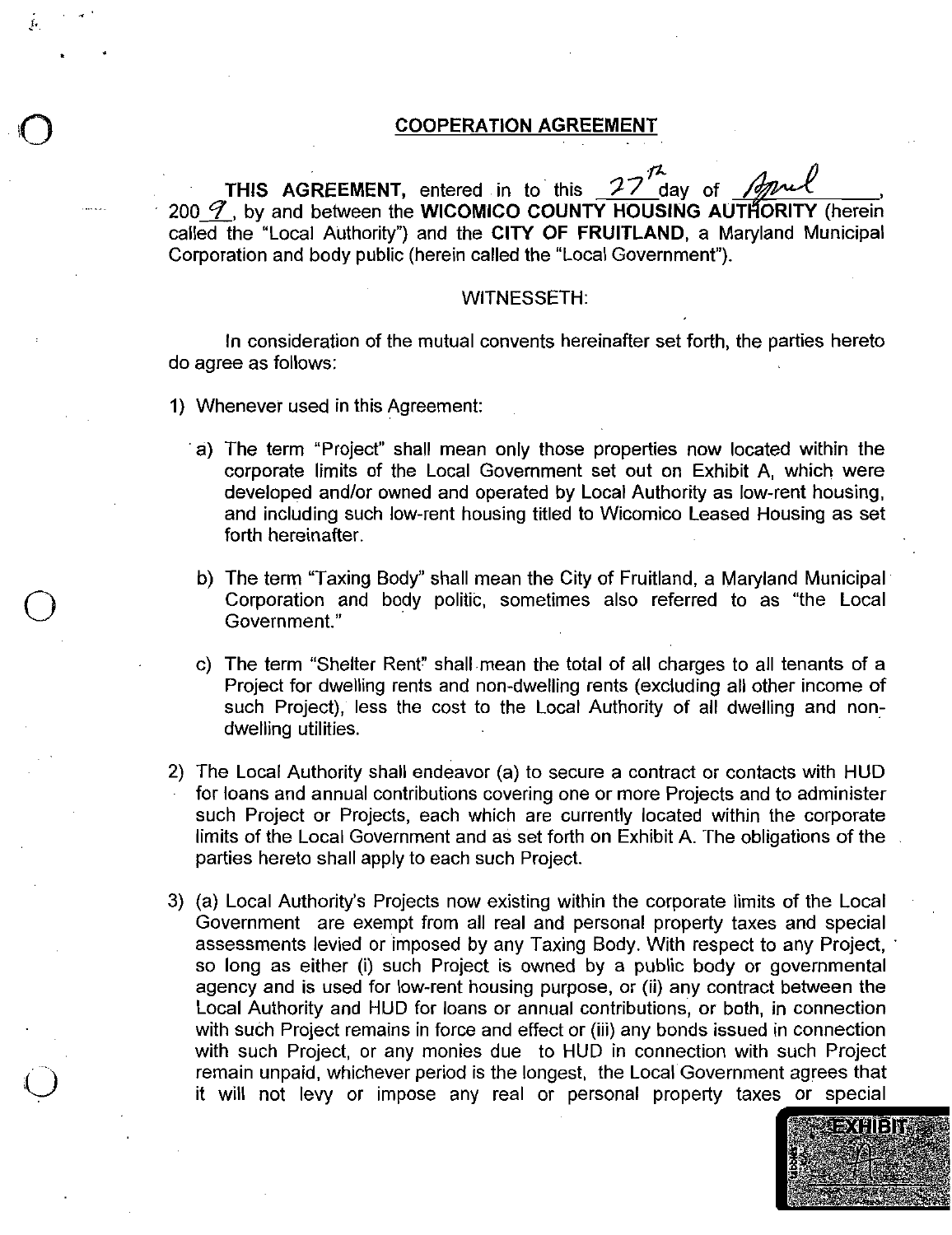## COOPERATION AGREEMENT

**THIS AGREEMENT**, entered in to this 27th day of April, 2009, by and between the **WICOMICO COUNTY HOUSING AUTHORITY** (herein called the "Local Authority") and the **CITY OF FRUITLAND**, a Maryland Municipal Corporation and body public (herein called the "Local Government").

WITNESSETH:

In consideration of the mutual convents hereinafter set forth, the parties hereto do agree as follows:

1) Whenever used in this Agreement:

   a) The term "Project" shall mean only those properties now located within the corporate limits of the Local Government set out on Exhibit A, which were developed and/or owned and operated by Local Authority as low-rent housing, and including such low-rent housing titled to Wicomico Leased Housing as set forth hereinafter.

   b) The term "Taxing Body" shall mean the City of Fruitland, a Maryland Municipal Corporation and body politic, sometimes also referred to as "the Local Government."

   c) The term "Shelter Rent" shall mean the total of all charges to all tenants of a Project for dwelling rents and non-dwelling rents (excluding all other income of such Project), less the cost to the Local Authority of all dwelling and non-dwelling utilities.

2) The Local Authority shall endeavor (a) to secure a contract or contacts with HUD for loans and annual contributions covering one or more Projects and to administer such Project or Projects, each which are currently located within the corporate limits of the Local Government and as set forth on Exhibit A. The obligations of the parties hereto shall apply to each such Project.

3) (a) Local Authority's Projects now existing within the corporate limits of the Local Government are exempt from all real and personal property taxes and special assessments levied or imposed by any Taxing Body. With respect to any Project, so long as either (i) such Project is owned by a public body or governmental agency and is used for low-rent housing purpose, or (ii) any contract between the Local Authority and HUD for loans or annual contributions, or both, in connection with such Project remains in force and effect or (iii) any bonds issued in connection with such Project, or any monies due to HUD in connection with such Project remain unpaid, whichever period is the longest, the Local Government agrees that it will not levy or impose any real or personal property taxes or special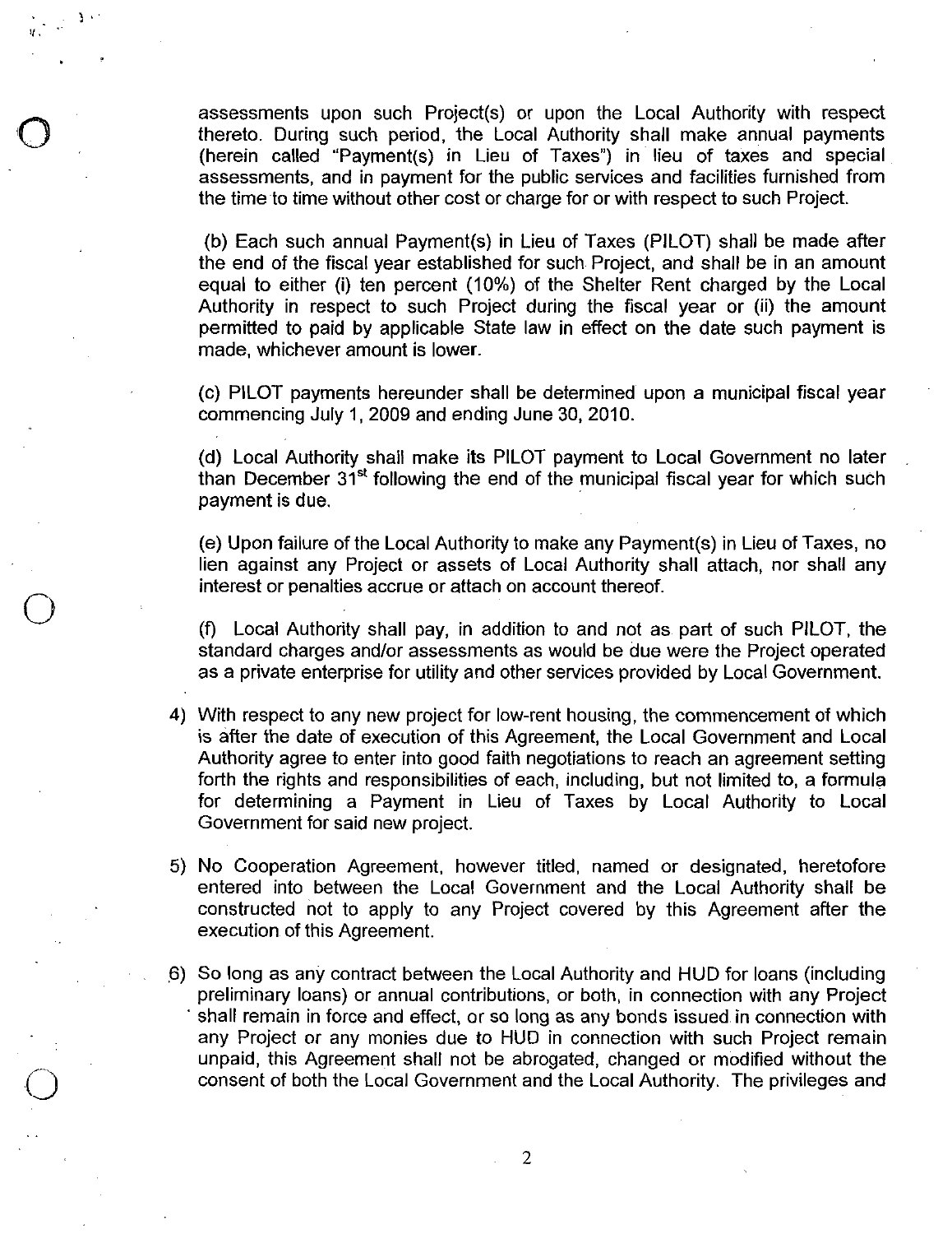assessments upon such Project(s) or upon the Local Authority with respect thereto. During such period, the Local Authority shall make annual payments (herein called "Payment(s) in Lieu of Taxes") in lieu of taxes and special assessments, and in payment for the public services and facilities furnished from the time to time without other cost or charge for or with respect to such Project.

(b) Each such annual Payment(s) in Lieu of Taxes (PILOT) shall be made after the end of the fiscal year established for such Project, and shall be in an amount equal to either (i) ten percent (10%) of the Shelter Rent charged by the Local Authority in respect to such Project during the fiscal year or (ii) the amount permitted to paid by applicable State law in effect on the date such payment is made, whichever amount is lower.

(c) PILOT payments hereunder shall be determined upon a municipal fiscal year commencing July 1, 2009 and ending June 30, 2010.

(d) Local Authority shall make its PILOT payment to Local Government no later than December 31st following the end of the municipal fiscal year for which such payment is due.

(e) Upon failure of the Local Authority to make any Payment(s) in Lieu of Taxes, no lien against any Project or assets of Local Authority shall attach, nor shall any interest or penalties accrue or attach on account thereof.

(f) Local Authority shall pay, in addition to and not as part of such PILOT, the standard charges and/or assessments as would be due were the Project operated as a private enterprise for utility and other services provided by Local Government.

4) With respect to any new project for low-rent housing, the commencement of which is after the date of execution of this Agreement, the Local Government and Local Authority agree to enter into good faith negotiations to reach an agreement setting forth the rights and responsibilities of each, including, but not limited to, a formula for determining a Payment in Lieu of Taxes by Local Authority to Local Government for said new project.

5) No Cooperation Agreement, however titled, named or designated, heretofore entered into between the Local Government and the Local Authority shall be constructed not to apply to any Project covered by this Agreement after the execution of this Agreement.

6) So long as any contract between the Local Authority and HUD for loans (including preliminary loans) or annual contributions, or both, in connection with any Project shall remain in force and effect, or so long as any bonds issued in connection with any Project or any monies due to HUD in connection with such Project remain unpaid, this Agreement shall not be abrogated, changed or modified without the consent of both the Local Government and the Local Authority. The privileges and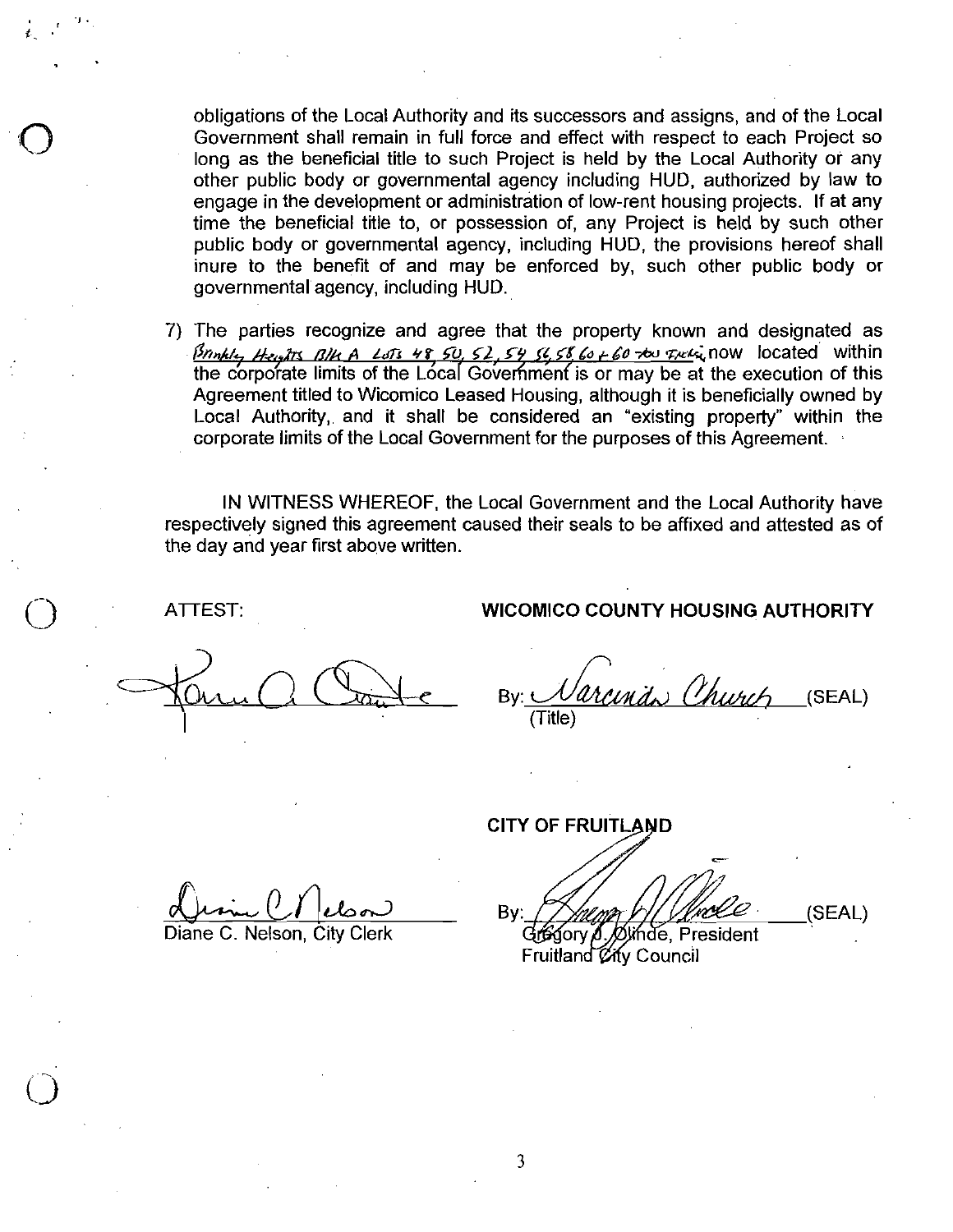obligations of the Local Authority and its successors and assigns, and of the Local Government shall remain in full force and effect with respect to each Project so long as the beneficial title to such Project is held by the Local Authority or any other public body or governmental agency including HUD, authorized by law to engage in the development or administration of low-rent housing projects. If at any time the beneficial title to, or possession of, any Project is held by such other public body or governmental agency, including HUD, the provisions hereof shall inure to the benefit of and may be enforced by, such other public body or governmental agency, including HUD.

7) The parties recognize and agree that the property known and designated as *Brinkley Heights Blk A Lots 48, 50, 52, 54, 56, 58, 60 + 60 thru Fields* now located within the corporate limits of the Local Government is or may be at the execution of this Agreement titled to Wicomico Leased Housing, although it is beneficially owned by Local Authority, and it shall be considered an "existing property" within the corporate limits of the Local Government for the purposes of this Agreement.

IN WITNESS WHEREOF, the Local Government and the Local Authority have respectively signed this agreement caused their seals to be affixed and attested as of the day and year first above written.

ATTEST:

**WICOMICO COUNTY HOUSING AUTHORITY**

*[signature]*

By: *Narcinda Church* (SEAL)
(Title)

**CITY OF FRUITLAND**

*[signature]*
Diane C. Nelson, City Clerk

By: *[signature]* (SEAL)
Gregory J. Olinde, President
Fruitland City Council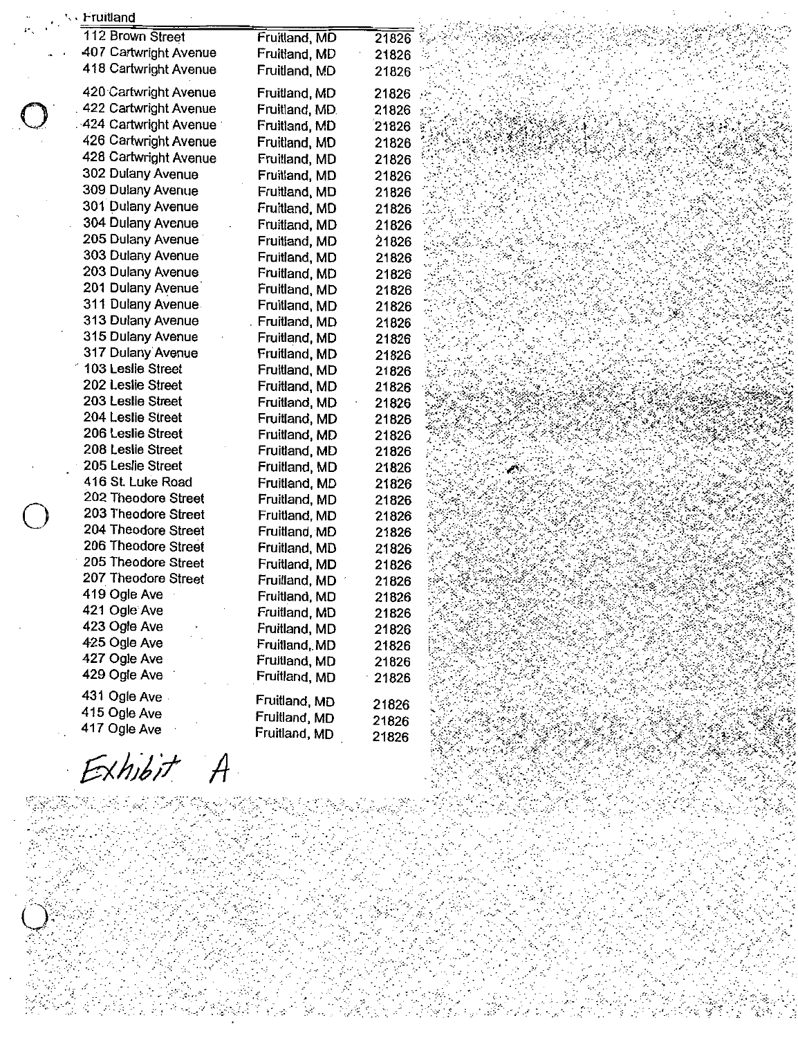| Fruitland | | |
|---|---|---|
| 112 Brown Street | Fruitland, MD | 21826 |
| 407 Cartwright Avenue | Fruitland, MD | 21826 |
| 418 Cartwright Avenue | Fruitland, MD | 21826 |
| 420 Cartwright Avenue | Fruitland, MD | 21826 |
| 422 Cartwright Avenue | Fruitland, MD | 21826 |
| 424 Cartwright Avenue | Fruitland, MD | 21826 |
| 426 Cartwright Avenue | Fruitland, MD | 21826 |
| 428 Cartwright Avenue | Fruitland, MD | 21826 |
| 302 Dulany Avenue | Fruitland, MD | 21826 |
| 309 Dulany Avenue | Fruitland, MD | 21826 |
| 301 Dulany Avenue | Fruitland, MD | 21826 |
| 304 Dulany Avenue | Fruitland, MD | 21826 |
| 205 Dulany Avenue | Fruitland, MD | 21826 |
| 303 Dulany Avenue | Fruitland, MD | 21826 |
| 203 Dulany Avenue | Fruitland, MD | 21826 |
| 201 Dulany Avenue | Fruitland, MD | 21826 |
| 311 Dulany Avenue | Fruitland, MD | 21826 |
| 313 Dulany Avenue | Fruitland, MD | 21826 |
| 315 Dulany Avenue | Fruitland, MD | 21826 |
| 317 Dulany Avenue | Fruitland, MD | 21826 |
| 103 Leslie Street | Fruitland, MD | 21826 |
| 202 Leslie Street | Fruitland, MD | 21826 |
| 203 Leslie Street | Fruitland, MD | 21826 |
| 204 Leslie Street | Fruitland, MD | 21826 |
| 206 Leslie Street | Fruitland, MD | 21826 |
| 208 Leslie Street | Fruitland, MD | 21826 |
| 205 Leslie Street | Fruitland, MD | 21826 |
| 416 St. Luke Road | Fruitland, MD | 21826 |
| 202 Theodore Street | Fruitland, MD | 21826 |
| 203 Theodore Street | Fruitland, MD | 21826 |
| 204 Theodore Street | Fruitland, MD | 21826 |
| 206 Theodore Street | Fruitland, MD | 21826 |
| 205 Theodore Street | Fruitland, MD | 21826 |
| 207 Theodore Street | Fruitland, MD | 21826 |
| 419 Ogle Ave | Fruitland, MD | 21826 |
| 421 Ogle Ave | Fruitland, MD | 21826 |
| 423 Ogle Ave | Fruitland, MD | 21826 |
| 425 Ogle Ave | Fruitland, MD | 21826 |
| 427 Ogle Ave | Fruitland, MD | 21826 |
| 429 Ogle Ave | Fruitland, MD | 21826 |
| 431 Ogle Ave | Fruitland, MD | 21826 |
| 415 Ogle Ave | Fruitland, MD | 21826 |
| 417 Ogle Ave | Fruitland, MD | 21826 |

*Exhibit A*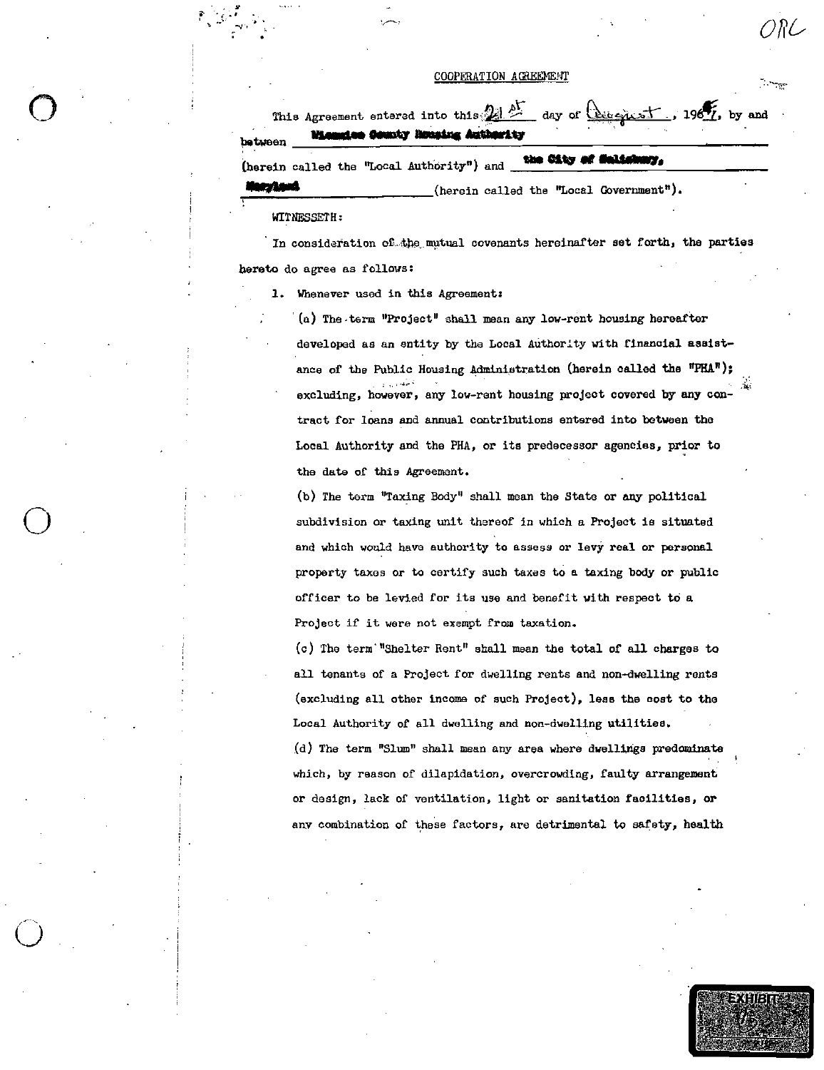ORC

COOPERATION AGREEMENT

This Agreement entered into this 21st day of August, 1961, by and between **Wicomico County Housing Authority** (herein called the "Local Authority") and **the City of Salisbury, Maryland** (herein called the "Local Government").

WITNESSETH:

In consideration of the mutual covenants hereinafter set forth, the parties hereto do agree as follows:

1. Whenever used in this Agreement:

   (a) The term "Project" shall mean any low-rent housing hereafter developed as an entity by the Local Authority with financial assistance of the Public Housing Administration (herein called the "PHA"); excluding, however, any low-rent housing project covered by any contract for loans and annual contributions entered into between the Local Authority and the PHA, or its predecessor agencies, prior to the date of this Agreement.

   (b) The term "Taxing Body" shall mean the State or any political subdivision or taxing unit thereof in which a Project is situated and which would have authority to assess or levy real or personal property taxes or to certify such taxes to a taxing body or public officer to be levied for its use and benefit with respect to a Project if it were not exempt from taxation.

   (c) The term "Shelter Rent" shall mean the total of all charges to all tenants of a Project for dwelling rents and non-dwelling rents (excluding all other income of such Project), less the cost to the Local Authority of all dwelling and non-dwelling utilities.

   (d) The term "Slum" shall mean any area where dwellings predominate which, by reason of dilapidation, overcrowding, faulty arrangement or design, lack of ventilation, light or sanitation facilities, or any combination of these factors, are detrimental to safety, health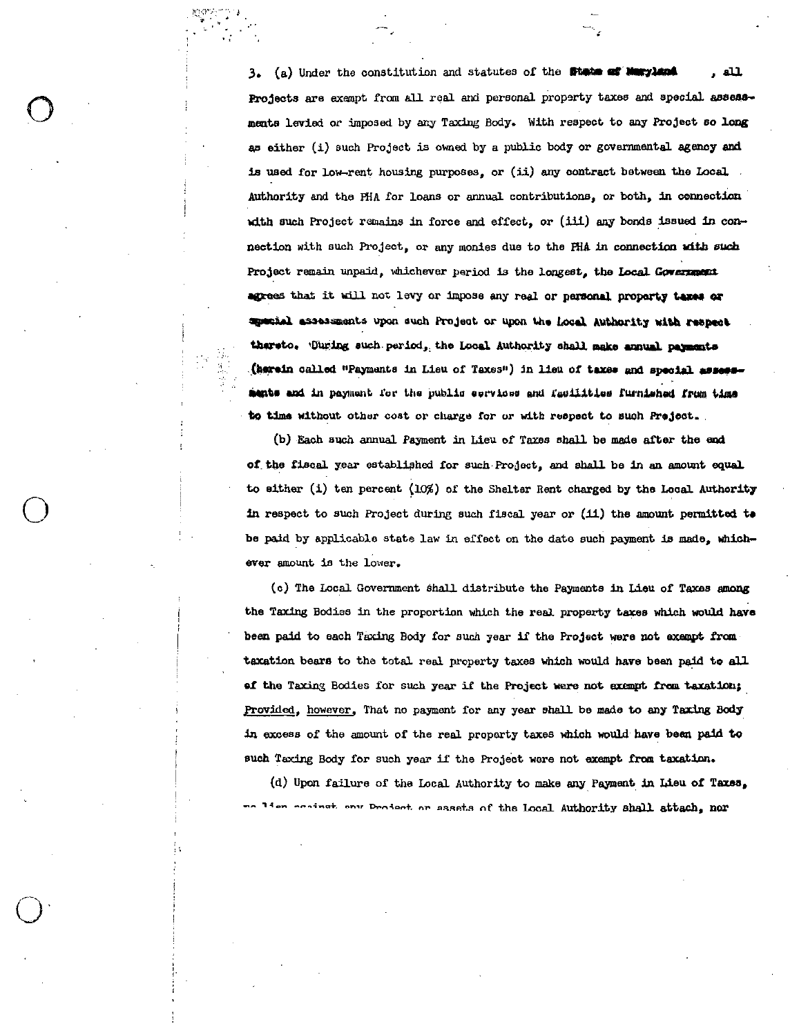3. (a) Under the constitution and statutes of the **State of Maryland** , all Projects are exempt from all real and personal property taxes and special assessments levied or imposed by any Taxing Body. With respect to any Project so long as either (i) such Project is owned by a public body or governmental agency and is used for low-rent housing purposes, or (ii) any contract between the Local Authority and the PHA for loans or annual contributions, or both, in connection with such Project remains in force and effect, or (iii) any bonds issued in connection with such Project, or any monies due to the PHA in connection with such Project remain unpaid, whichever period is the longest, the Local Government agrees that it will not levy or impose any real or personal property taxes or special assessments upon such Project or upon the Local Authority with respect thereto. During such period, the Local Authority shall make annual payments (herein called "Payments in Lieu of Taxes") in lieu of taxes and special assessments and in payment for the public services and facilities furnished from time to time without other cost or charge for or with respect to such Project.

(b) Each such annual Payment in Lieu of Taxes shall be made after the end of the fiscal year established for such Project, and shall be in an amount equal to either (i) ten percent (10%) of the Shelter Rent charged by the Local Authority in respect to such Project during such fiscal year or (ii) the amount permitted to be paid by applicable state law in effect on the date such payment is made, whichever amount is the lower.

(c) The Local Government shall distribute the Payments in Lieu of Taxes among the Taxing Bodies in the proportion which the real property taxes which would have been paid to each Taxing Body for such year if the Project were not exempt from taxation bears to the total real property taxes which would have been paid to all of the Taxing Bodies for such year if the Project were not exempt from taxation; Provided, however, That no payment for any year shall be made to any Taxing Body in excess of the amount of the real property taxes which would have been paid to such Taxing Body for such year if the Project were not exempt from taxation.

(d) Upon failure of the Local Authority to make any Payment in Lieu of Taxes, no lien against any Project or assets of the Local Authority shall attach, nor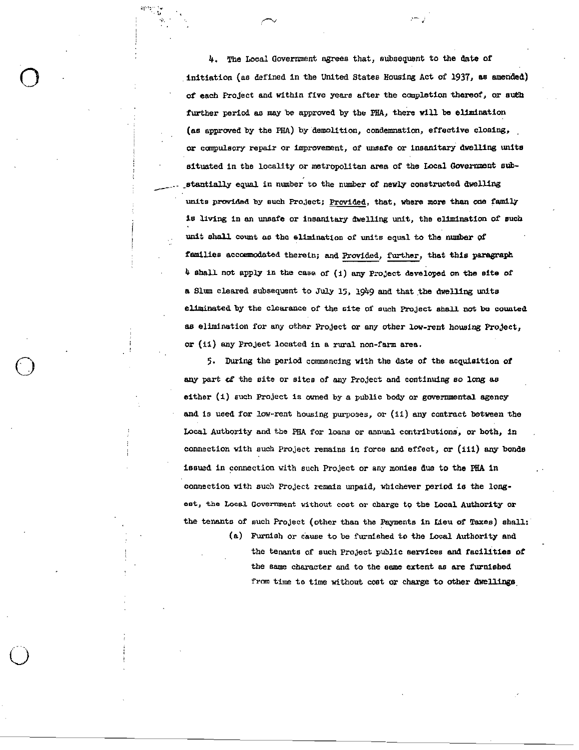4. The Local Government agrees that, subsequent to the date of initiation (as defined in the United States Housing Act of 1937, as amended) of each Project and within five years after the completion thereof, or such further period as may be approved by the PHA, there will be elimination (as approved by the PHA) by demolition, condemnation, effective closing, or compulsory repair or improvement, of unsafe or insanitary dwelling units situated in the locality or metropolitan area of the Local Government substantially equal in number to the number of newly constructed dwelling units provided by such Project; Provided, that, where more than one family is living in an unsafe or insanitary dwelling unit, the elimination of such unit shall count as the elimination of units equal to the number of families accommodated therein; and Provided, further, that this paragraph 4 shall not apply in the case of (i) any Project developed on the site of a Slum cleared subsequent to July 15, 1949 and that the dwelling units eliminated by the clearance of the site of such Project shall not be counted as elimination for any other Project or any other low-rent housing Project, or (ii) any Project located in a rural non-farm area.

5. During the period commencing with the date of the acquisition of any part of the site or sites of any Project and continuing so long as either (i) such Project is owned by a public body or governmental agency and is used for low-rent housing purposes, or (ii) any contract between the Local Authority and the PHA for loans or annual contributions, or both, in connection with such Project remains in force and effect, or (iii) any bonds issued in connection with such Project or any monies due to the PHA in connection with such Project remain unpaid, whichever period is the longest, the Local Government without cost or charge to the Local Authority or the tenants of such Project (other than the Payments in Lieu of Taxes) shall:

(a) Furnish or cause to be furnished to the Local Authority and the tenants of such Project public services and facilities of the same character and to the same extent as are furnished from time to time without cost or charge to other dwellings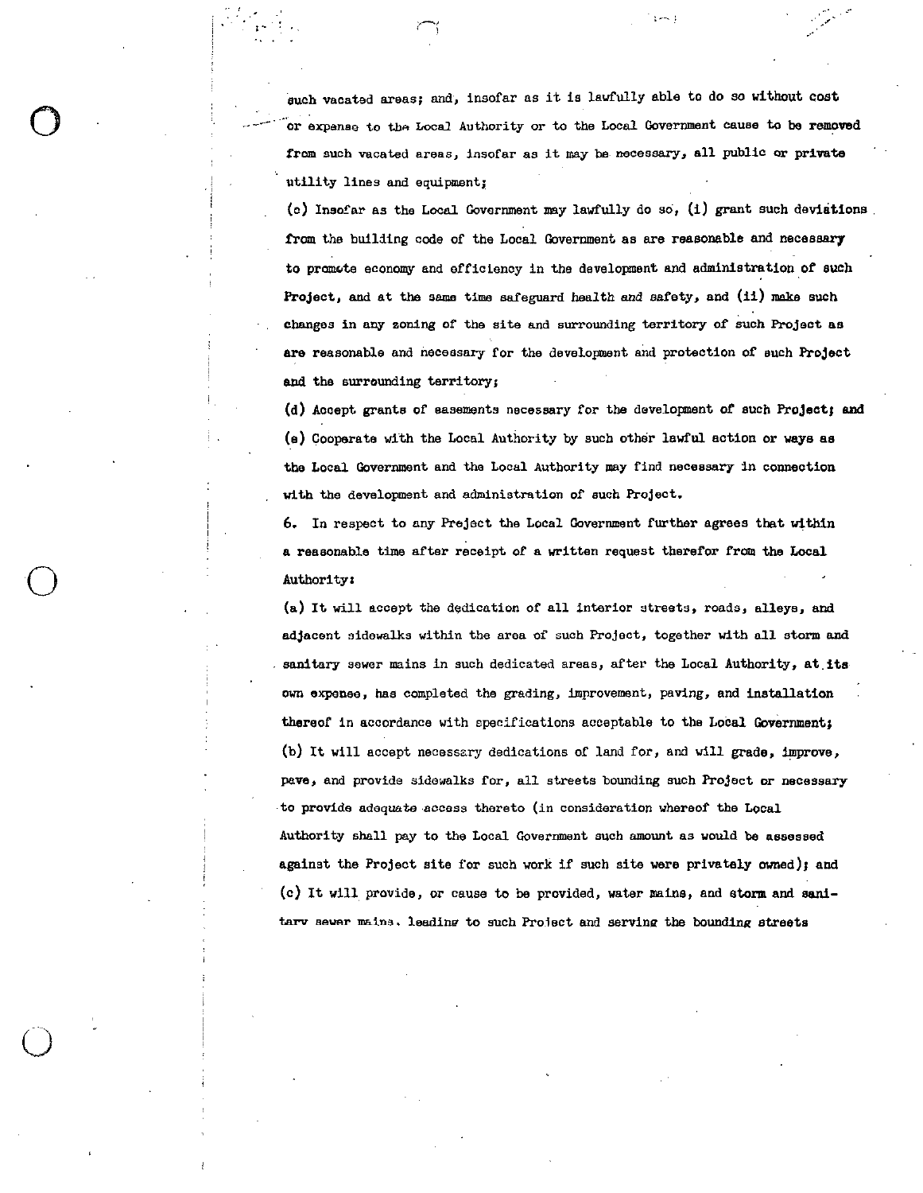such vacated areas; and, insofar as it is lawfully able to do so without cost or expense to the Local Authority or to the Local Government cause to be removed from such vacated areas, insofar as it may be necessary, all public or private utility lines and equipment;

(c) Insofar as the Local Government may lawfully do so, (i) grant such deviations from the building code of the Local Government as are reasonable and necessary to promote economy and efficiency in the development and administration of such Project, and at the same time safeguard health and safety, and (ii) make such changes in any zoning of the site and surrounding territory of such Project as are reasonable and necessary for the development and protection of such Project and the surrounding territory;

(d) Accept grants of easements necessary for the development of such Project; and

(e) Cooperate with the Local Authority by such other lawful action or ways as the Local Government and the Local Authority may find necessary in connection with the development and administration of such Project.

6. In respect to any Project the Local Government further agrees that within a reasonable time after receipt of a written request therefor from the Local Authority:

(a) It will accept the dedication of all interior streets, roads, alleys, and adjacent sidewalks within the area of such Project, together with all storm and sanitary sewer mains in such dedicated areas, after the Local Authority, at its own expense, has completed the grading, improvement, paving, and installation thereof in accordance with specifications acceptable to the Local Government;

(b) It will accept necessary dedications of land for, and will grade, improve, pave, and provide sidewalks for, all streets bounding such Project or necessary to provide adequate access thereto (in consideration whereof the Local Authority shall pay to the Local Government such amount as would be assessed against the Project site for such work if such site were privately owned); and

(c) It will provide, or cause to be provided, water mains, and storm and sanitary sewer mains, leading to such Project and serving the bounding streets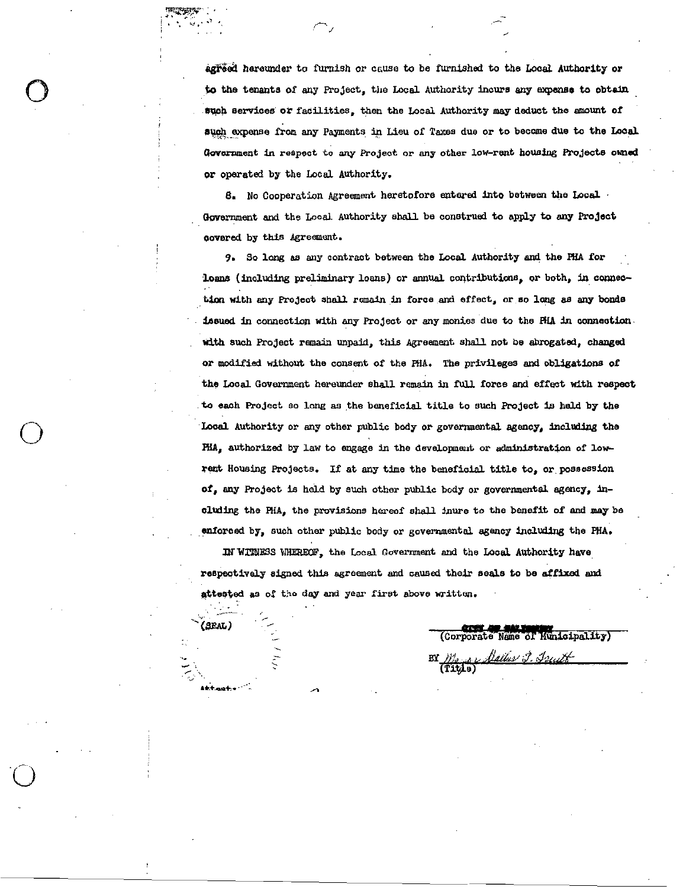agreed hereunder to furnish or cause to be furnished to the Local Authority or to the tenants of any Project, the Local Authority incurs any expense to obtain such services or facilities, then the Local Authority may deduct the amount of such expense from any Payments in Lieu of Taxes due or to become due to the Local Government in respect to any Project or any other low-rent housing Projects owned or operated by the Local Authority.

8. No Cooperation Agreement heretofore entered into between the Local Government and the Local Authority shall be construed to apply to any Project covered by this Agreement.

9. So long as any contract between the Local Authority and the PHA for loans (including preliminary loans) or annual contributions, or both, in connection with any Project shall remain in force and effect, or so long as any bonds issued in connection with any Project or any monies due to the PHA in connection with such Project remain unpaid, this Agreement shall not be abrogated, changed or modified without the consent of the PHA. The privileges and obligations of the Local Government hereunder shall remain in full force and effect with respect to each Project so long as the beneficial title to such Project is held by the Local Authority or any other public body or governmental agency, including the PHA, authorized by law to engage in the development or administration of low-rent Housing Projects. If at any time the beneficial title to, or possession of, any Project is held by such other public body or governmental agency, including the PHA, the provisions hereof shall inure to the benefit of and may be enforced by, such other public body or governmental agency including the PHA.

IN WITNESS WHEREOF, the Local Government and the Local Authority have respectively signed this agreement and caused their seals to be affixed and attested as of the day and year first above written.

(SEAL)

Attest:

(Corporate Name of Municipality)

BY Mayor Dallas J. Smith
(Title)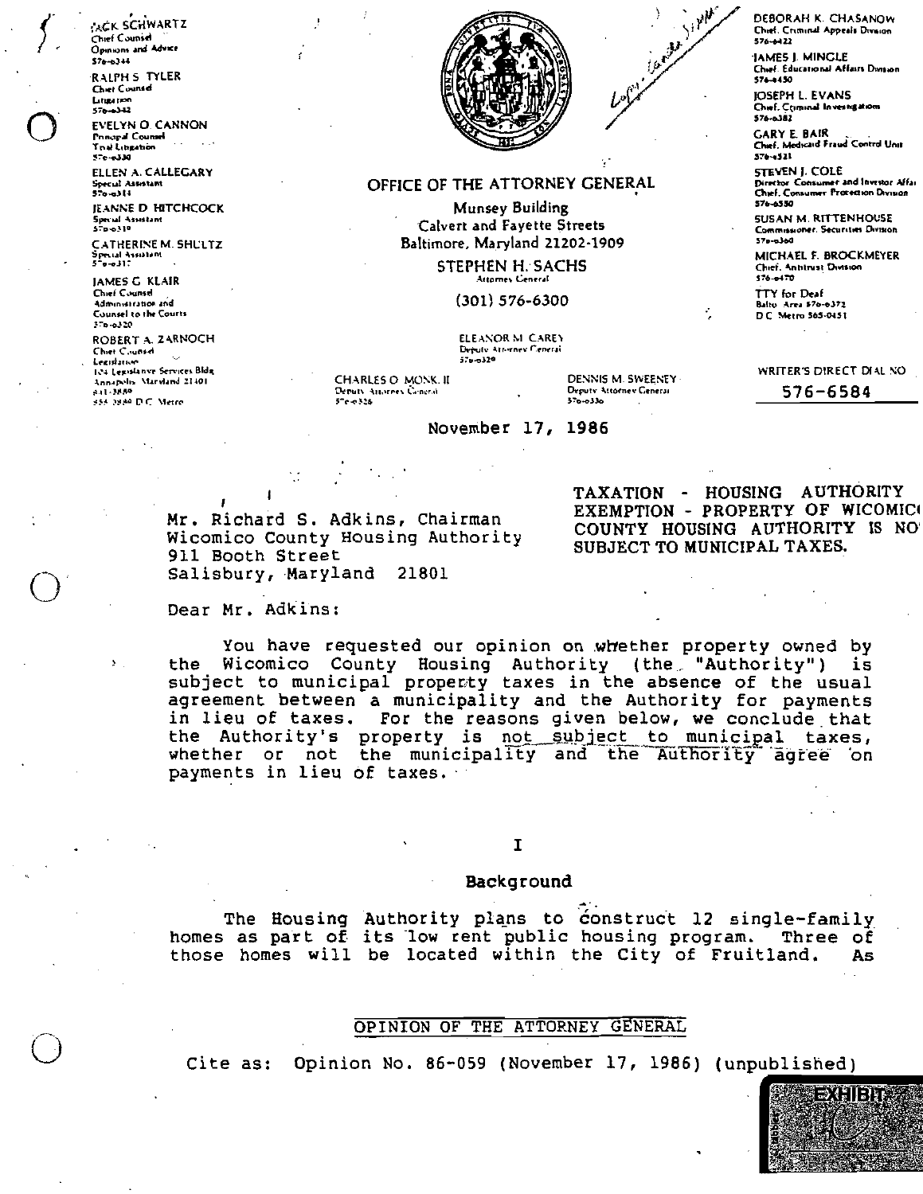JACK SCHWARTZ
Chief Counsel
Opinions and Advice
576-6344

RALPH S. TYLER
Chief Counsel
Litigation
576-6342

EVELYN O. CANNON
Principal Counsel
Trial Litigation
576-6330

ELLEN A. CALLEGARY
Special Assistant
576-6314

JEANNE D. HITCHCOCK
Special Assistant
576-6319

CATHERINE M. SHULTZ
Special Assistant
576-6317

JAMES G. KLAIR
Chief Counsel
Administration and Counsel to the Courts
576-6320

ROBERT A. ZARNOCH
Chief Counsel
Legislation
104 Legislative Services Bldg.
Annapolis, Maryland 21401
841-3889
565-3589 D.C. Metro

**OFFICE OF THE ATTORNEY GENERAL**

Munsey Building
Calvert and Fayette Streets
Baltimore, Maryland 21202-1909

STEPHEN H. SACHS
Attorney General

(301) 576-6300

ELEANOR M. CAREY
Deputy Attorney General
576-6329

CHARLES O. MONK, II
Deputy Attorney General
576-6326

DENNIS M. SWEENEY
Deputy Attorney General
576-6330

DEBORAH K. CHASANOW
Chief, Criminal Appeals Division
576-6422

JAMES J. MINGLE
Chief, Educational Affairs Division
576-6450

JOSEPH L. EVANS
Chief, Criminal Investigations
576-6382

GARY E. BAIR
Chief, Medicaid Fraud Control Unit
576-6521

STEVEN J. COLE
Director, Consumer and Investor Affairs
Chief, Consumer Protection Division
576-6550

SUSAN M. RITTENHOUSE
Commissioner, Securities Division
576-6360

MICHAEL F. BROCKMEYER
Chief, Antitrust Division
576-6470

TTY for Deaf
Balto. Area 576-6372
D.C. Metro 565-0451

WRITER'S DIRECT DIAL NO.
576-6584

November 17, 1986

Mr. Richard S. Adkins, Chairman
Wicomico County Housing Authority
911 Booth Street
Salisbury, Maryland 21801

TAXATION - HOUSING AUTHORITY EXEMPTION - PROPERTY OF WICOMICO COUNTY HOUSING AUTHORITY IS NOT SUBJECT TO MUNICIPAL TAXES.

Dear Mr. Adkins:

You have requested our opinion on whether property owned by the Wicomico County Housing Authority (the "Authority") is subject to municipal property taxes in the absence of the usual agreement between a municipality and the Authority for payments in lieu of taxes. For the reasons given below, we conclude that the Authority's property is not subject to municipal taxes, whether or not the municipality and the Authority agree on payments in lieu of taxes.

## I

### Background

The Housing Authority plans to construct 12 single-family homes as part of its low rent public housing program. Three of those homes will be located within the City of Fruitland. As

OPINION OF THE ATTORNEY GENERAL

Cite as: Opinion No. 86-059 (November 17, 1986) (unpublished)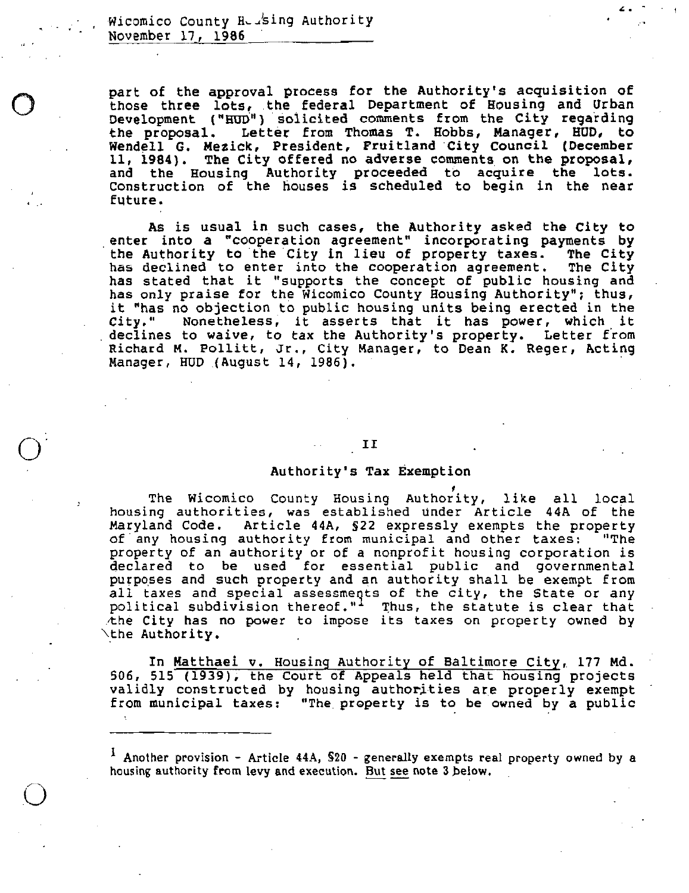part of the approval process for the Authority's acquisition of those three lots, the federal Department of Housing and Urban Development ("HUD") solicited comments from the City regarding the proposal. Letter from Thomas T. Hobbs, Manager, HUD, to Wendell G. Mezick, President, Fruitland City Council (December 11, 1984). The City offered no adverse comments on the proposal, and the Housing Authority proceeded to acquire the lots. Construction of the houses is scheduled to begin in the near future.

As is usual in such cases, the Authority asked the City to enter into a "cooperation agreement" incorporating payments by the Authority to the City in lieu of property taxes. The City has declined to enter into the cooperation agreement. The City has stated that it "supports the concept of public housing and has only praise for the Wicomico County Housing Authority"; thus, it "has no objection to public housing units being erected in the City." Nonetheless, it asserts that it has power, which it declines to waive, to tax the Authority's property. Letter from Richard M. Pollitt, Jr., City Manager, to Dean K. Reger, Acting Manager, HUD (August 14, 1986).

## II

## Authority's Tax Exemption

The Wicomico County Housing Authority, like all local housing authorities, was established under Article 44A of the Maryland Code. Article 44A, §22 expressly exempts the property of any housing authority from municipal and other taxes: "The property of an authority or of a nonprofit housing corporation is declared to be used for essential public and governmental purposes and such property and an authority shall be exempt from all taxes and special assessments of the city, the State or any political subdivision thereof."[1] Thus, the statute is clear that the City has no power to impose its taxes on property owned by the Authority.

In Matthaei v. Housing Authority of Baltimore City, 177 Md. 506, 515 (1939), the Court of Appeals held that housing projects validly constructed by housing authorities are properly exempt from municipal taxes: "The property is to be owned by a public

---

[1] Another provision - Article 44A, §20 - generally exempts real property owned by a housing authority from levy and execution. But see note 3 below.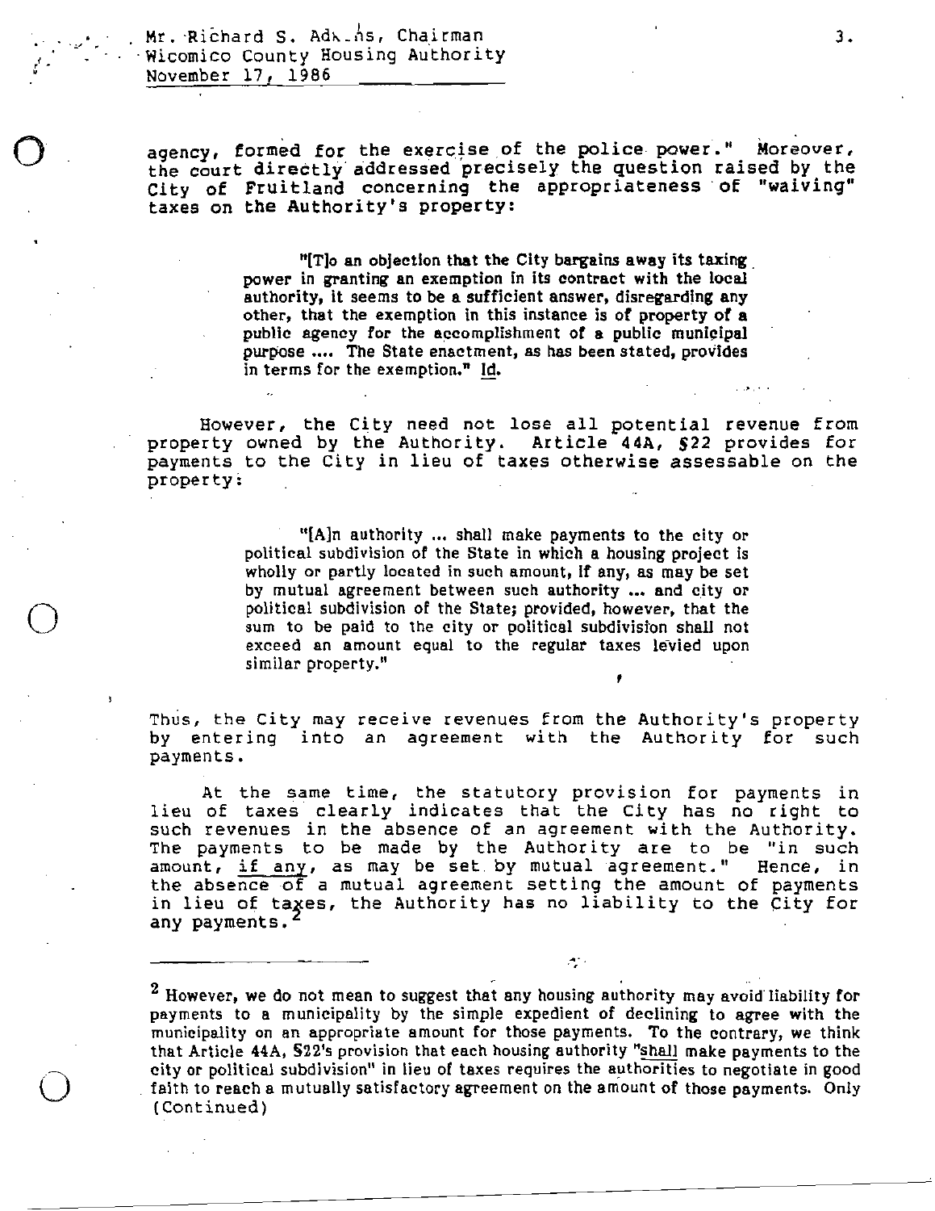Mr. Richard S. Adkins, Chairman
Wicomico County Housing Authority
November 17, 1986

agency, formed for the exercise of the police power." Moreover, the court directly addressed precisely the question raised by the City of Fruitland concerning the appropriateness of "waiving" taxes on the Authority's property:

> "[T]o an objection that the City bargains away its taxing power in granting an exemption in its contract with the local authority, it seems to be a sufficient answer, disregarding any other, that the exemption in this instance is of property of a public agency for the accomplishment of a public municipal purpose .... The State enactment, as has been stated, provides in terms for the exemption." Id.

However, the City need not lose all potential revenue from property owned by the Authority. Article 44A, §22 provides for payments to the City in lieu of taxes otherwise assessable on the property:

> "[A]n authority ... shall make payments to the city or political subdivision of the State in which a housing project is wholly or partly located in such amount, if any, as may be set by mutual agreement between such authority ... and city or political subdivision of the State; provided, however, that the sum to be paid to the city or political subdivision shall not exceed an amount equal to the regular taxes levied upon similar property."

Thus, the City may receive revenues from the Authority's property by entering into an agreement with the Authority for such payments.

At the same time, the statutory provision for payments in lieu of taxes clearly indicates that the City has no right to such revenues in the absence of an agreement with the Authority. The payments to be made by the Authority are to be "in such amount, if any, as may be set by mutual agreement." Hence, in the absence of a mutual agreement setting the amount of payments in lieu of taxes, the Authority has no liability to the City for any payments.[2]

---

[2] However, we do not mean to suggest that any housing authority may avoid liability for payments to a municipality by the simple expedient of declining to agree with the municipality on an appropriate amount for those payments. To the contrary, we think that Article 44A, §22's provision that each housing authority "shall make payments to the city or political subdivision" in lieu of taxes requires the authorities to negotiate in good faith to reach a mutually satisfactory agreement on the amount of those payments. Only (Continued)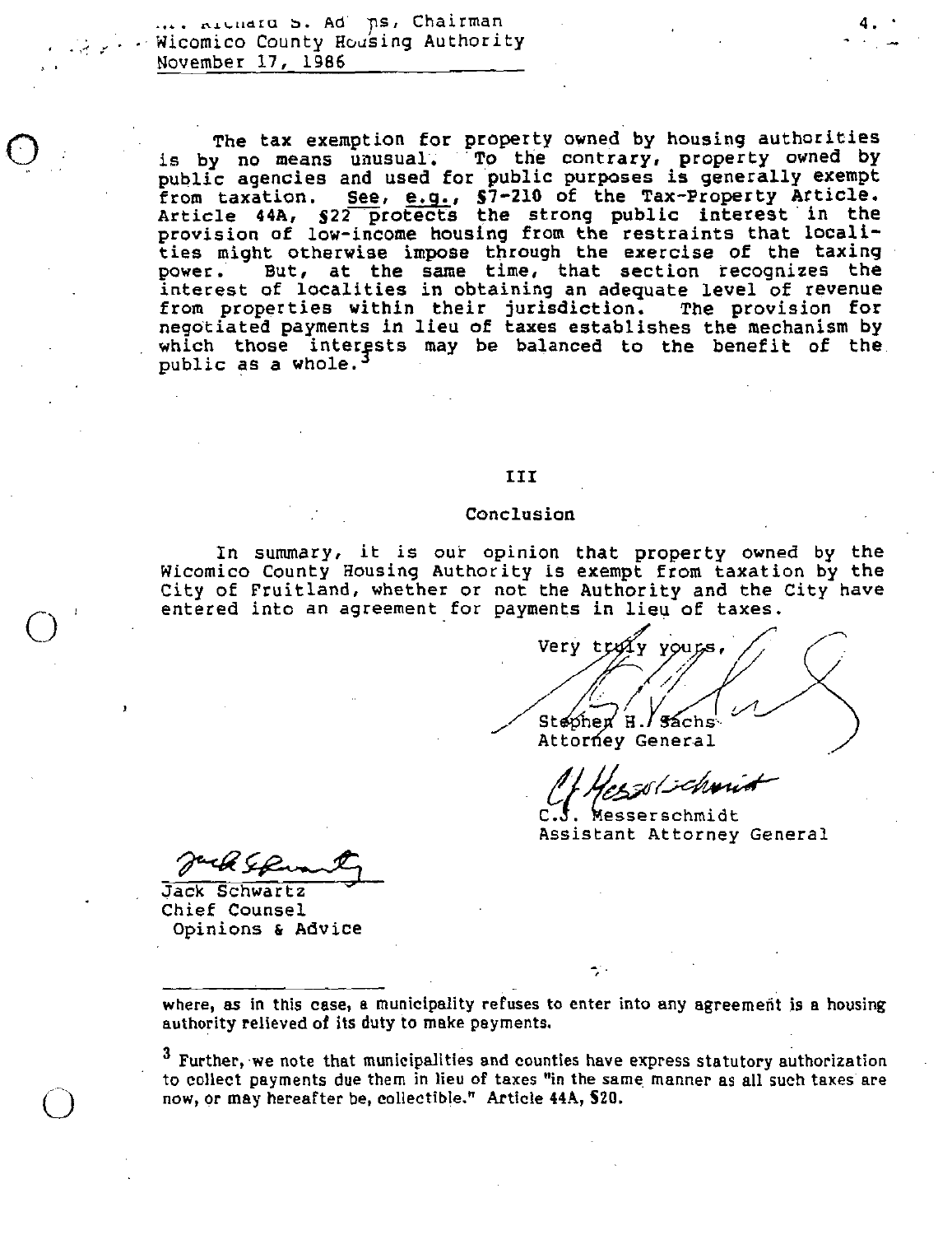The tax exemption for property owned by housing authorities is by no means unusual. To the contrary, property owned by public agencies and used for public purposes is generally exempt from taxation. See, e.g., §7-210 of the Tax-Property Article. Article 44A, §22 protects the strong public interest in the provision of low-income housing from the restraints that localities might otherwise impose through the exercise of the taxing power. But, at the same time, that section recognizes the interest of localities in obtaining an adequate level of revenue from properties within their jurisdiction. The provision for negotiated payments in lieu of taxes establishes the mechanism by which those interests may be balanced to the benefit of the public as a whole.[3]

## III

## Conclusion

In summary, it is our opinion that property owned by the Wicomico County Housing Authority is exempt from taxation by the City of Fruitland, whether or not the Authority and the City have entered into an agreement for payments in lieu of taxes.

Very truly yours,

Stephen H. Sachs
Attorney General

C.J. Messerschmidt
Assistant Attorney General

Jack Schwartz
Chief Counsel
Opinions & Advice

---

where, as in this case, a municipality refuses to enter into any agreement is a housing authority relieved of its duty to make payments.

[3] Further, we note that municipalities and counties have express statutory authorization to collect payments due them in lieu of taxes "in the same manner as all such taxes are now, or may hereafter be, collectible." Article 44A, §20.